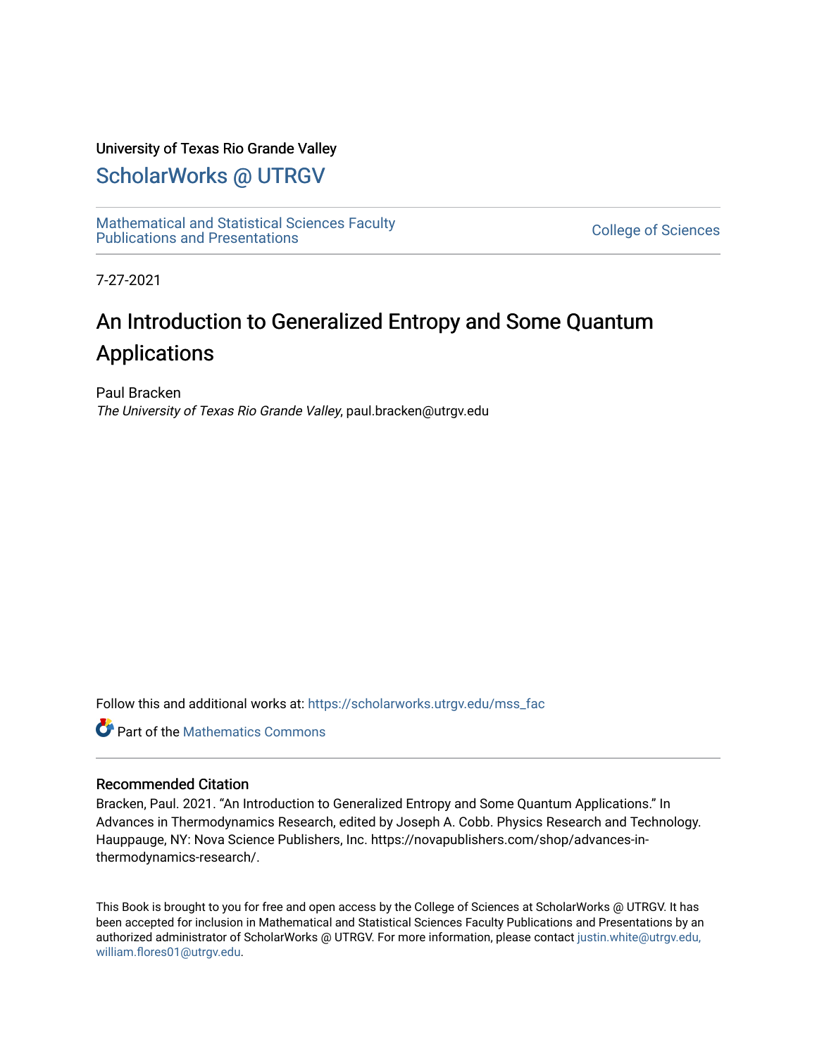University of Texas Rio Grande Valley

# ScholarWorks @ UTRGV

Mathematical and Statistical Sciences Faculty Publications and Presentations

College of Sciences

7-27-2021

## An Introduction to Generalized Entropy and Some Quantum Applications

Paul Bracken

*The University of Texas Rio Grande Valley*, paul.bracken@utrgv.edu

Follow this and additional works at: https://scholarworks.utrgv.edu/mss_fac

Part of the Mathematics Commons

### Recommended Citation

Bracken, Paul. 2021. "An Introduction to Generalized Entropy and Some Quantum Applications." In Advances in Thermodynamics Research, edited by Joseph A. Cobb. Physics Research and Technology. Hauppauge, NY: Nova Science Publishers, Inc. https://novapublishers.com/shop/advances-in-thermodynamics-research/.

This Book is brought to you for free and open access by the College of Sciences at ScholarWorks @ UTRGV. It has been accepted for inclusion in Mathematical and Statistical Sciences Faculty Publications and Presentations by an authorized administrator of ScholarWorks @ UTRGV. For more information, please contact justin.white@utrgv.edu, william.flores01@utrgv.edu.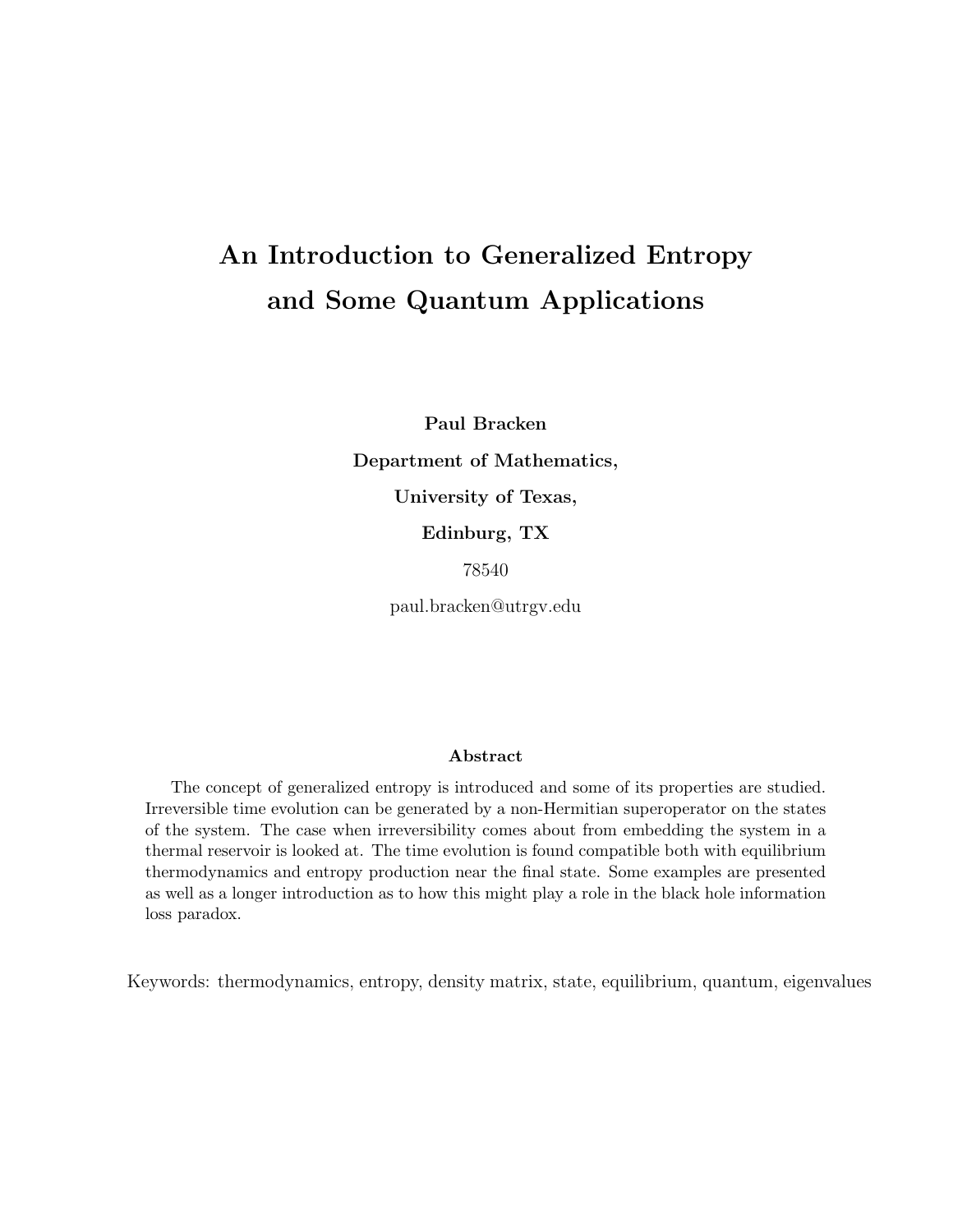# An Introduction to Generalized Entropy and Some Quantum Applications

**Paul Bracken**

**Department of Mathematics,**

**University of Texas,**

**Edinburg, TX**

78540

paul.bracken@utrgv.edu

### Abstract

The concept of generalized entropy is introduced and some of its properties are studied. Irreversible time evolution can be generated by a non-Hermitian superoperator on the states of the system. The case when irreversibility comes about from embedding the system in a thermal reservoir is looked at. The time evolution is found compatible both with equilibrium thermodynamics and entropy production near the final state. Some examples are presented as well as a longer introduction as to how this might play a role in the black hole information loss paradox.

Keywords: thermodynamics, entropy, density matrix, state, equilibrium, quantum, eigenvalues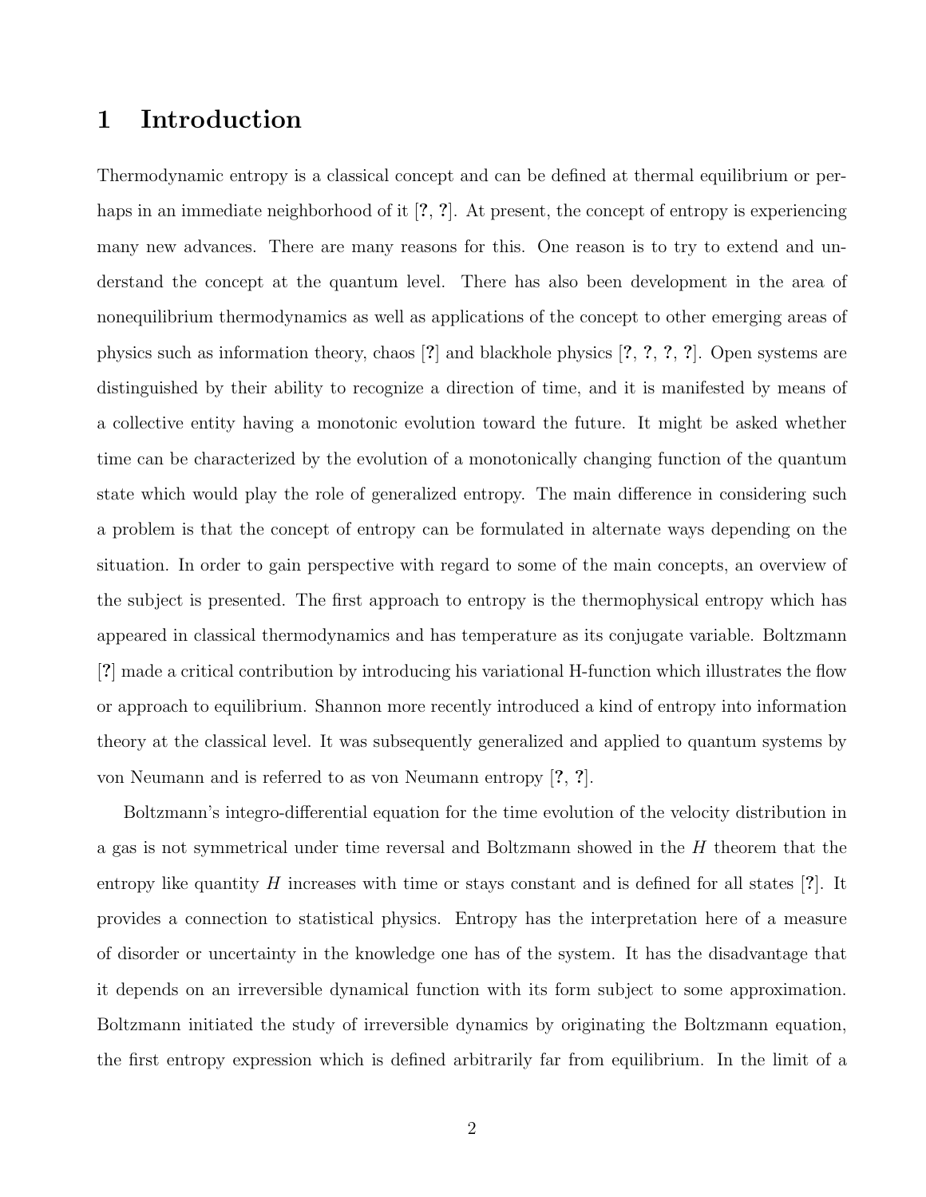# 1 Introduction

Thermodynamic entropy is a classical concept and can be defined at thermal equilibrium or perhaps in an immediate neighborhood of it [?, ?]. At present, the concept of entropy is experiencing many new advances. There are many reasons for this. One reason is to try to extend and understand the concept at the quantum level. There has also been development in the area of nonequilibrium thermodynamics as well as applications of the concept to other emerging areas of physics such as information theory, chaos [?] and blackhole physics [?, ?, ?, ?]. Open systems are distinguished by their ability to recognize a direction of time, and it is manifested by means of a collective entity having a monotonic evolution toward the future. It might be asked whether time can be characterized by the evolution of a monotonically changing function of the quantum state which would play the role of generalized entropy. The main difference in considering such a problem is that the concept of entropy can be formulated in alternate ways depending on the situation. In order to gain perspective with regard to some of the main concepts, an overview of the subject is presented. The first approach to entropy is the thermophysical entropy which has appeared in classical thermodynamics and has temperature as its conjugate variable. Boltzmann [?] made a critical contribution by introducing his variational H-function which illustrates the flow or approach to equilibrium. Shannon more recently introduced a kind of entropy into information theory at the classical level. It was subsequently generalized and applied to quantum systems by von Neumann and is referred to as von Neumann entropy [?, ?].

Boltzmann's integro-differential equation for the time evolution of the velocity distribution in a gas is not symmetrical under time reversal and Boltzmann showed in the $H$ theorem that the entropy like quantity $H$ increases with time or stays constant and is defined for all states [?]. It provides a connection to statistical physics. Entropy has the interpretation here of a measure of disorder or uncertainty in the knowledge one has of the system. It has the disadvantage that it depends on an irreversible dynamical function with its form subject to some approximation. Boltzmann initiated the study of irreversible dynamics by originating the Boltzmann equation, the first entropy expression which is defined arbitrarily far from equilibrium. In the limit of a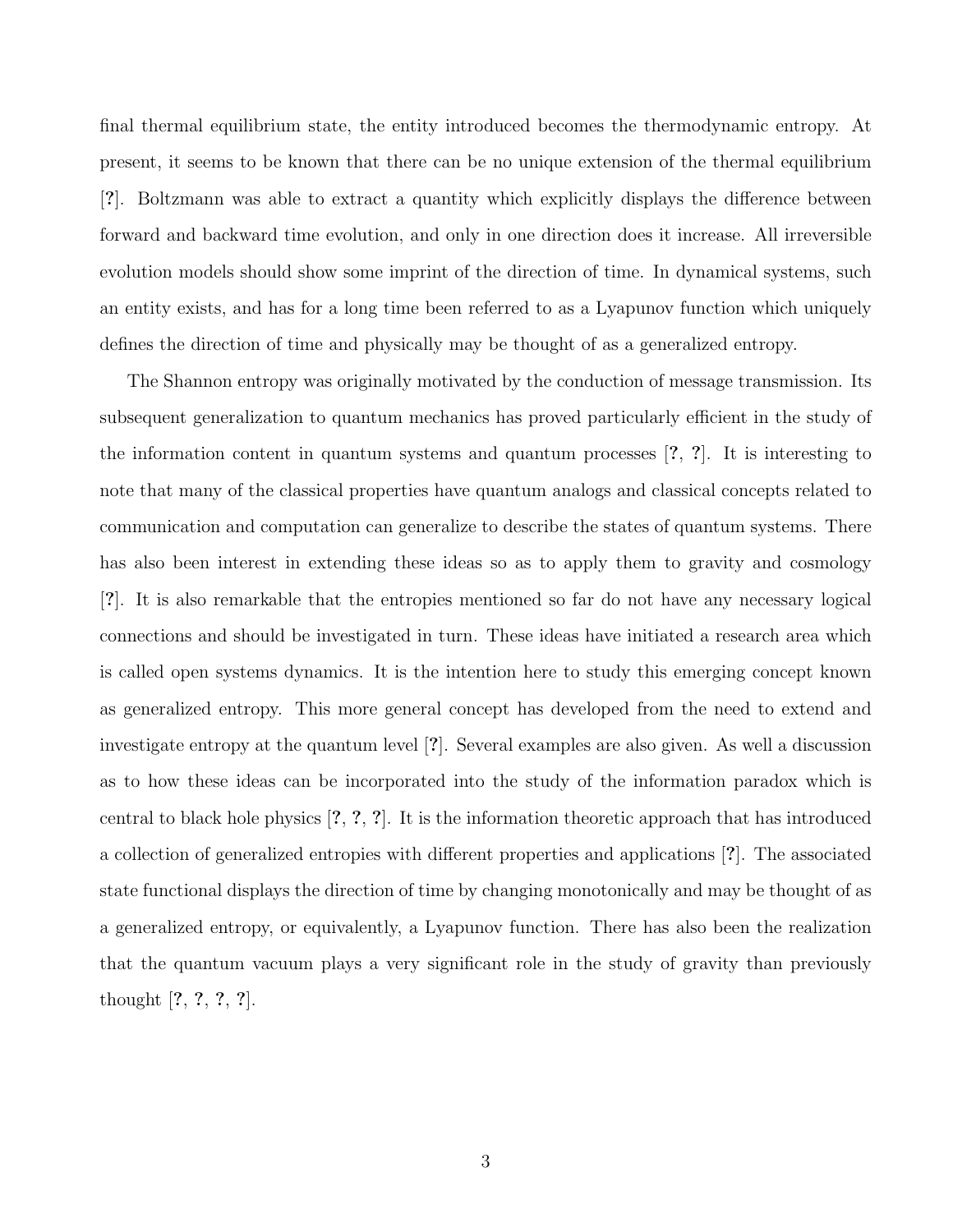final thermal equilibrium state, the entity introduced becomes the thermodynamic entropy. At present, it seems to be known that there can be no unique extension of the thermal equilibrium [?]. Boltzmann was able to extract a quantity which explicitly displays the difference between forward and backward time evolution, and only in one direction does it increase. All irreversible evolution models should show some imprint of the direction of time. In dynamical systems, such an entity exists, and has for a long time been referred to as a Lyapunov function which uniquely defines the direction of time and physically may be thought of as a generalized entropy.

The Shannon entropy was originally motivated by the conduction of message transmission. Its subsequent generalization to quantum mechanics has proved particularly efficient in the study of the information content in quantum systems and quantum processes [?, ?]. It is interesting to note that many of the classical properties have quantum analogs and classical concepts related to communication and computation can generalize to describe the states of quantum systems. There has also been interest in extending these ideas so as to apply them to gravity and cosmology [?]. It is also remarkable that the entropies mentioned so far do not have any necessary logical connections and should be investigated in turn. These ideas have initiated a research area which is called open systems dynamics. It is the intention here to study this emerging concept known as generalized entropy. This more general concept has developed from the need to extend and investigate entropy at the quantum level [?]. Several examples are also given. As well a discussion as to how these ideas can be incorporated into the study of the information paradox which is central to black hole physics [?, ?, ?]. It is the information theoretic approach that has introduced a collection of generalized entropies with different properties and applications [?]. The associated state functional displays the direction of time by changing monotonically and may be thought of as a generalized entropy, or equivalently, a Lyapunov function. There has also been the realization that the quantum vacuum plays a very significant role in the study of gravity than previously thought [?, ?, ?, ?].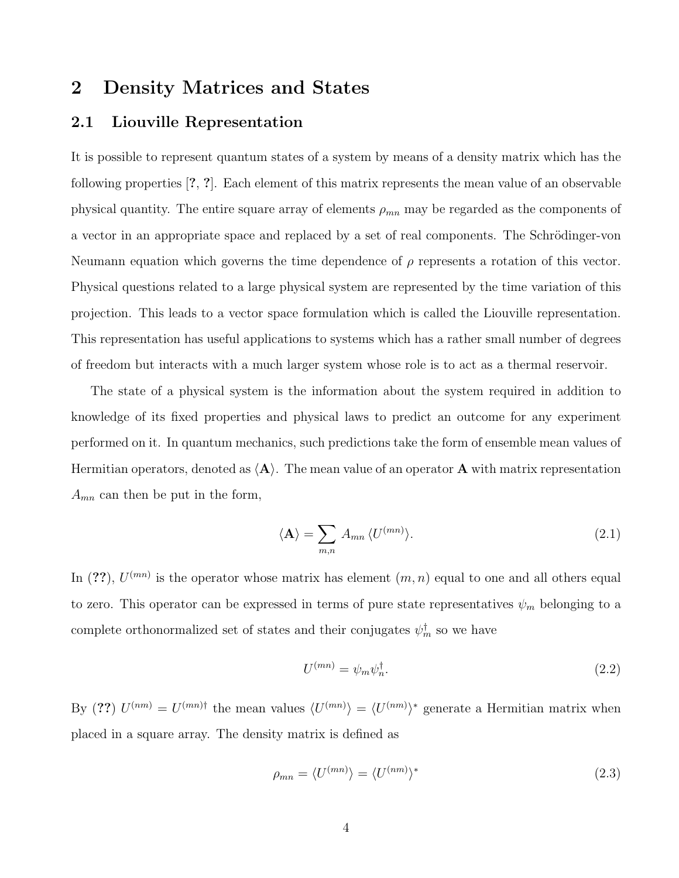# 2 Density Matrices and States

## 2.1 Liouville Representation

It is possible to represent quantum states of a system by means of a density matrix which has the following properties [?, ?]. Each element of this matrix represents the mean value of an observable physical quantity. The entire square array of elements $\rho_{mn}$ may be regarded as the components of a vector in an appropriate space and replaced by a set of real components. The Schrödinger-von Neumann equation which governs the time dependence of $\rho$ represents a rotation of this vector. Physical questions related to a large physical system are represented by the time variation of this projection. This leads to a vector space formulation which is called the Liouville representation. This representation has useful applications to systems which has a rather small number of degrees of freedom but interacts with a much larger system whose role is to act as a thermal reservoir.

The state of a physical system is the information about the system required in addition to knowledge of its fixed properties and physical laws to predict an outcome for any experiment performed on it. In quantum mechanics, such predictions take the form of ensemble mean values of Hermitian operators, denoted as $\langle \mathbf{A} \rangle$. The mean value of an operator $\mathbf{A}$ with matrix representation $A_{mn}$ can then be put in the form,

$$\langle \mathbf{A} \rangle = \sum_{m,n} A_{mn} \, \langle U^{(mn)} \rangle. \tag{2.1}$$

In (??), $U^{(mn)}$ is the operator whose matrix has element $(m,n)$ equal to one and all others equal to zero. This operator can be expressed in terms of pure state representatives $\psi_m$ belonging to a complete orthonormalized set of states and their conjugates $\psi_m^{\dagger}$ so we have

$$U^{(mn)} = \psi_m \psi_n^{\dagger}. \tag{2.2}$$

By (??) $U^{(nm)} = U^{(mn)\dagger}$ the mean values $\langle U^{(mn)} \rangle = \langle U^{(nm)} \rangle^*$ generate a Hermitian matrix when placed in a square array. The density matrix is defined as

$$\rho_{mn} = \langle U^{(mn)} \rangle = \langle U^{(nm)} \rangle^* \tag{2.3}$$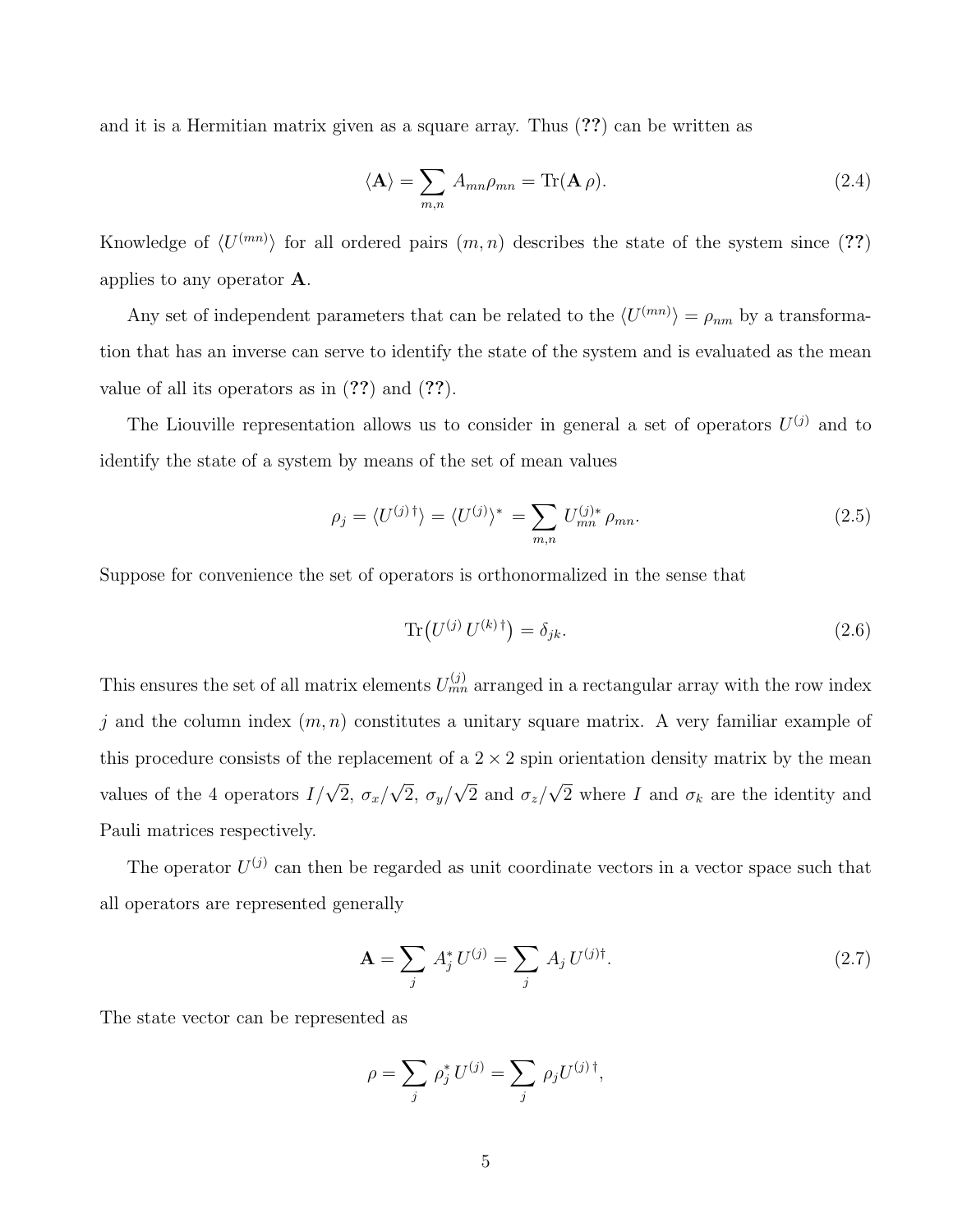and it is a Hermitian matrix given as a square array. Thus (??) can be written as

$$\langle \mathbf{A} \rangle = \sum_{m,n} A_{mn} \rho_{mn} = \mathrm{Tr}(\mathbf{A}\, \rho). \tag{2.4}$$

Knowledge of $\langle U^{(mn)} \rangle$ for all ordered pairs $(m, n)$ describes the state of the system since (??) applies to any operator $\mathbf{A}$.

Any set of independent parameters that can be related to the $\langle U^{(mn)} \rangle = \rho_{nm}$ by a transformation that has an inverse can serve to identify the state of the system and is evaluated as the mean value of all its operators as in (??) and (??).

The Liouville representation allows us to consider in general a set of operators $U^{(j)}$ and to identify the state of a system by means of the set of mean values

$$\rho_j = \langle U^{(j)\,\dagger} \rangle = \langle U^{(j)} \rangle^* = \sum_{m,n} U^{(j)*}_{mn}\, \rho_{mn}. \tag{2.5}$$

Suppose for convenience the set of operators is orthonormalized in the sense that

$$\mathrm{Tr}\big(U^{(j)}\, U^{(k)\,\dagger}\big) = \delta_{jk}. \tag{2.6}$$

This ensures the set of all matrix elements $U^{(j)}_{mn}$ arranged in a rectangular array with the row index $j$ and the column index $(m, n)$ constitutes a unitary square matrix. A very familiar example of this procedure consists of the replacement of a $2 \times 2$ spin orientation density matrix by the mean values of the 4 operators $I/\sqrt{2}$, $\sigma_x/\sqrt{2}$, $\sigma_y/\sqrt{2}$ and $\sigma_z/\sqrt{2}$ where $I$ and $\sigma_k$ are the identity and Pauli matrices respectively.

The operator $U^{(j)}$ can then be regarded as unit coordinate vectors in a vector space such that all operators are represented generally

$$\mathbf{A} = \sum_j A^*_j\, U^{(j)} = \sum_j A_j\, U^{(j)\dagger}. \tag{2.7}$$

The state vector can be represented as

$$\rho = \sum_j \rho^*_j\, U^{(j)} = \sum_j \rho_j U^{(j)\,\dagger},$$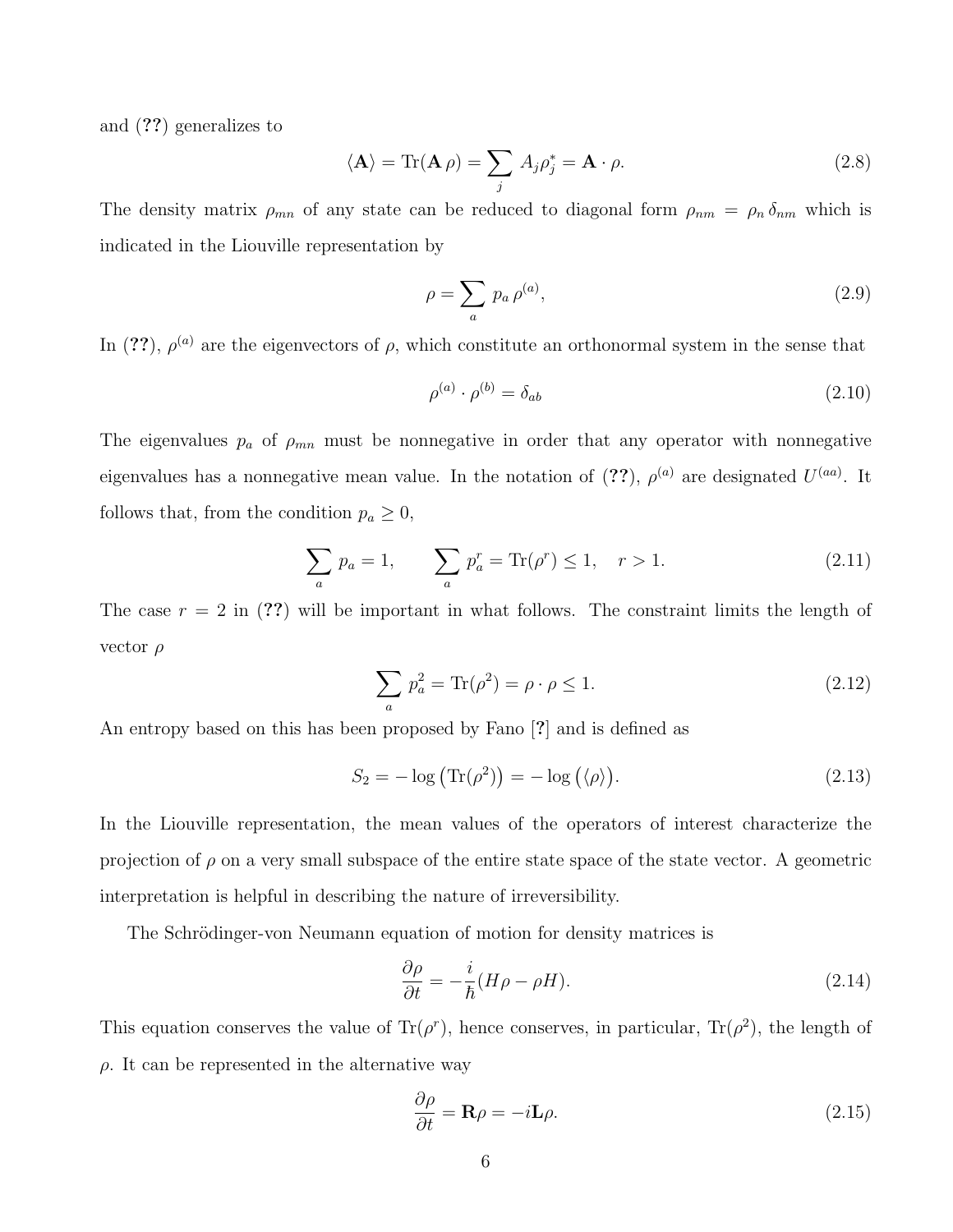and (**??**) generalizes to

$$\langle \mathbf{A} \rangle = \mathrm{Tr}(\mathbf{A}\,\rho) = \sum_j A_j \rho_j^* = \mathbf{A} \cdot \rho. \tag{2.8}$$

The density matrix $\rho_{mn}$ of any state can be reduced to diagonal form $\rho_{nm} = \rho_n\,\delta_{nm}$ which is indicated in the Liouville representation by

$$\rho = \sum_a p_a\,\rho^{(a)}, \tag{2.9}$$

In (**??**), $\rho^{(a)}$ are the eigenvectors of $\rho$, which constitute an orthonormal system in the sense that

$$\rho^{(a)} \cdot \rho^{(b)} = \delta_{ab} \tag{2.10}$$

The eigenvalues $p_a$ of $\rho_{mn}$ must be nonnegative in order that any operator with nonnegative eigenvalues has a nonnegative mean value. In the notation of (**??**), $\rho^{(a)}$ are designated $U^{(aa)}$. It follows that, from the condition $p_a \geq 0$,

$$\sum_a p_a = 1, \qquad \sum_a p_a^r = \mathrm{Tr}(\rho^r) \leq 1, \quad r > 1. \tag{2.11}$$

The case $r = 2$ in (**??**) will be important in what follows. The constraint limits the length of vector $\rho$

$$\sum_a p_a^2 = \mathrm{Tr}(\rho^2) = \rho \cdot \rho \leq 1. \tag{2.12}$$

An entropy based on this has been proposed by Fano [**?**] and is defined as

$$S_2 = -\log\big(\mathrm{Tr}(\rho^2)\big) = -\log\big(\langle \rho \rangle\big). \tag{2.13}$$

In the Liouville representation, the mean values of the operators of interest characterize the projection of $\rho$ on a very small subspace of the entire state space of the state vector. A geometric interpretation is helpful in describing the nature of irreversibility.

The Schrödinger-von Neumann equation of motion for density matrices is

$$\frac{\partial \rho}{\partial t} = -\frac{i}{\hbar}(H\rho - \rho H). \tag{2.14}$$

This equation conserves the value of $\mathrm{Tr}(\rho^r)$, hence conserves, in particular, $\mathrm{Tr}(\rho^2)$, the length of $\rho$. It can be represented in the alternative way

$$\frac{\partial \rho}{\partial t} = \mathbf{R}\rho = -i\mathbf{L}\rho. \tag{2.15}$$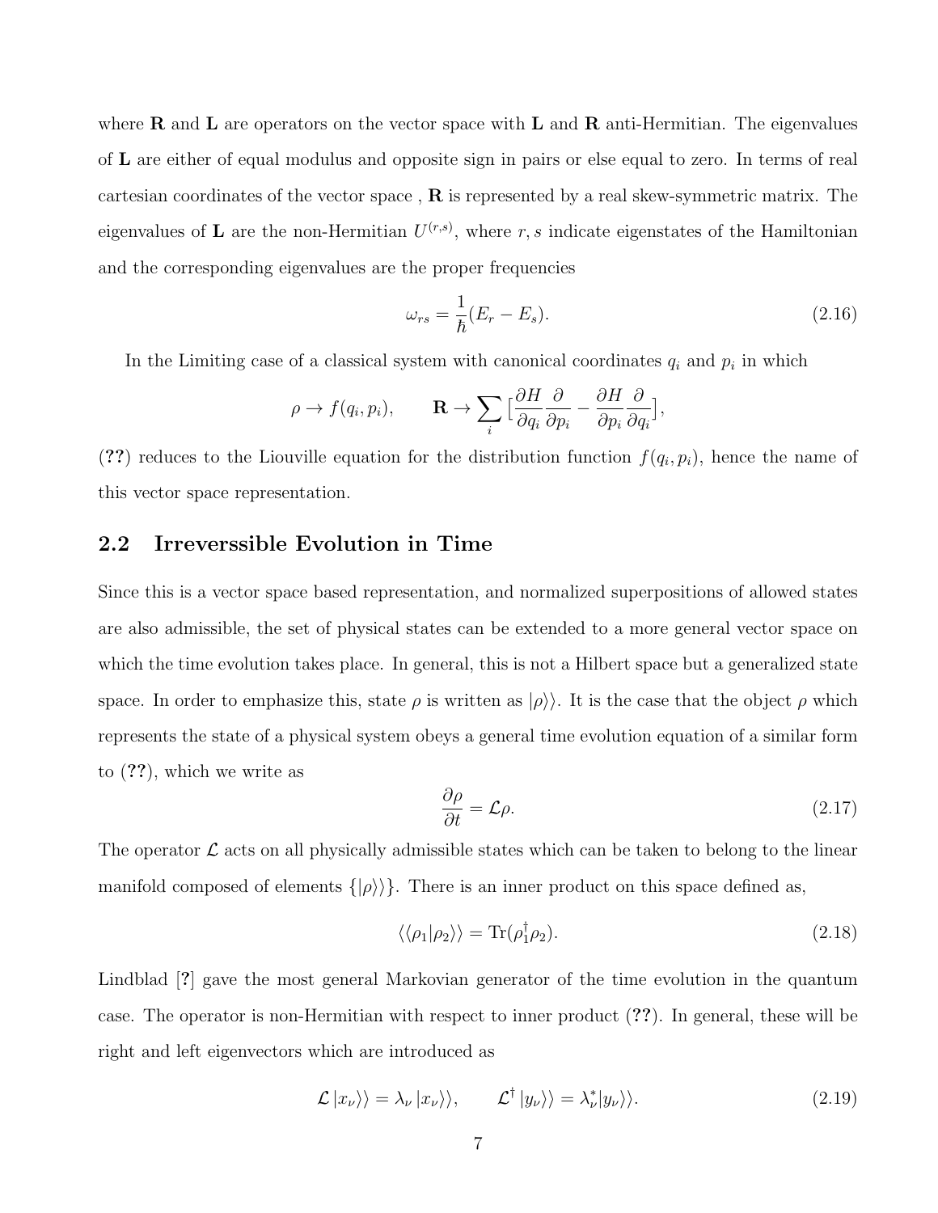where $\mathbf{R}$ and $\mathbf{L}$ are operators on the vector space with $\mathbf{L}$ and $\mathbf{R}$ anti-Hermitian. The eigenvalues of $\mathbf{L}$ are either of equal modulus and opposite sign in pairs or else equal to zero. In terms of real cartesian coordinates of the vector space , $\mathbf{R}$ is represented by a real skew-symmetric matrix. The eigenvalues of $\mathbf{L}$ are the non-Hermitian $U^{(r,s)}$, where $r, s$ indicate eigenstates of the Hamiltonian and the corresponding eigenvalues are the proper frequencies

$$\omega_{rs} = \frac{1}{\hbar}(E_r - E_s). \tag{2.16}$$

In the Limiting case of a classical system with canonical coordinates $q_i$ and $p_i$ in which

$$\rho \to f(q_i, p_i), \qquad \mathbf{R} \to \sum_i \left[ \frac{\partial H}{\partial q_i} \frac{\partial}{\partial p_i} - \frac{\partial H}{\partial p_i} \frac{\partial}{\partial q_i} \right],$$

(**??**) reduces to the Liouville equation for the distribution function $f(q_i, p_i)$, hence the name of this vector space representation.

## 2.2 Irreverssible Evolution in Time

Since this is a vector space based representation, and normalized superpositions of allowed states are also admissible, the set of physical states can be extended to a more general vector space on which the time evolution takes place. In general, this is not a Hilbert space but a generalized state space. In order to emphasize this, state $\rho$ is written as $|\rho\rangle\rangle$. It is the case that the object $\rho$ which represents the state of a physical system obeys a general time evolution equation of a similar form to (**??**), which we write as

$$\frac{\partial \rho}{\partial t} = \mathcal{L}\rho. \tag{2.17}$$

The operator $\mathcal{L}$ acts on all physically admissible states which can be taken to belong to the linear manifold composed of elements $\{|\rho\rangle\rangle\}$. There is an inner product on this space defined as,

$$\langle\langle \rho_1 | \rho_2 \rangle\rangle = \mathrm{Tr}(\rho_1^\dagger \rho_2). \tag{2.18}$$

Lindblad [**?**] gave the most general Markovian generator of the time evolution in the quantum case. The operator is non-Hermitian with respect to inner product (**??**). In general, these will be right and left eigenvectors which are introduced as

$$\mathcal{L}\,|x_\nu\rangle\rangle = \lambda_\nu\,|x_\nu\rangle\rangle, \qquad \mathcal{L}^\dagger\,|y_\nu\rangle\rangle = \lambda_\nu^* |y_\nu\rangle\rangle. \tag{2.19}$$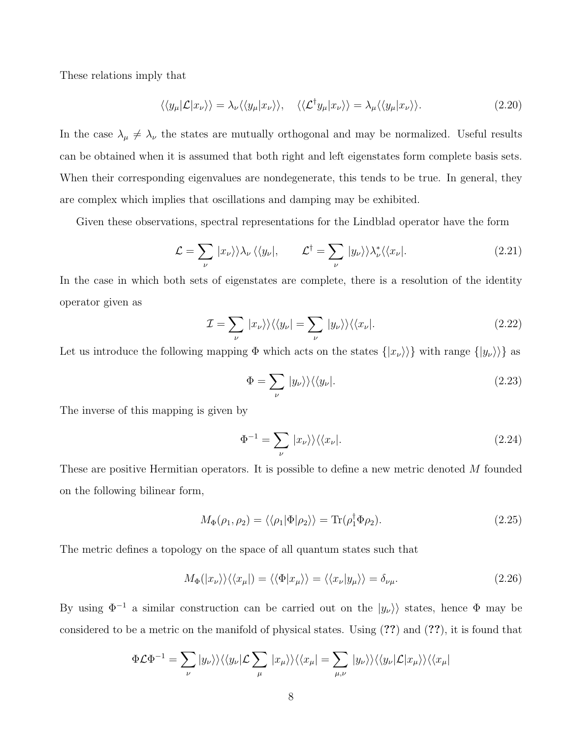These relations imply that

$$\langle\langle y_\mu | \mathcal{L} x_\nu \rangle\rangle = \lambda_\nu \langle\langle y_\mu | x_\nu \rangle\rangle, \quad \langle\langle \mathcal{L}^\dagger y_\mu | x_\nu \rangle\rangle = \lambda_\mu \langle\langle y_\mu | x_\nu \rangle\rangle. \tag{2.20}$$

In the case $\lambda_\mu \neq \lambda_\nu$ the states are mutually orthogonal and may be normalized. Useful results can be obtained when it is assumed that both right and left eigenstates form complete basis sets. When their corresponding eigenvalues are nondegenerate, this tends to be true. In general, they are complex which implies that oscillations and damping may be exhibited.

Given these observations, spectral representations for the Lindblad operator have the form

$$\mathcal{L} = \sum_\nu |x_\nu\rangle\rangle \lambda_\nu \langle\langle y_\nu |, \qquad \mathcal{L}^\dagger = \sum_\nu |y_\nu\rangle\rangle \lambda_\nu^* \langle\langle x_\nu |. \tag{2.21}$$

In the case in which both sets of eigenstates are complete, there is a resolution of the identity operator given as

$$\mathcal{I} = \sum_\nu |x_\nu\rangle\rangle \langle\langle y_\nu | = \sum_\nu |y_\nu\rangle\rangle \langle\langle x_\nu |. \tag{2.22}$$

Let us introduce the following mapping $\Phi$ which acts on the states $\{|x_\nu\rangle\rangle\}$ with range $\{|y_\nu\rangle\rangle\}$ as

$$\Phi = \sum_\nu |y_\nu\rangle\rangle \langle\langle y_\nu |. \tag{2.23}$$

The inverse of this mapping is given by

$$\Phi^{-1} = \sum_\nu |x_\nu\rangle\rangle \langle\langle x_\nu |. \tag{2.24}$$

These are positive Hermitian operators. It is possible to define a new metric denoted $M$ founded on the following bilinear form,

$$M_\Phi(\rho_1, \rho_2) = \langle\langle \rho_1 | \Phi | \rho_2 \rangle\rangle = \mathrm{Tr}(\rho_1^\dagger \Phi \rho_2). \tag{2.25}$$

The metric defines a topology on the space of all quantum states such that

$$M_\Phi(|x_\nu\rangle\rangle \langle\langle x_\mu |) = \langle\langle \Phi | x_\mu \rangle\rangle = \langle\langle x_\nu | y_\mu \rangle\rangle = \delta_{\nu\mu}. \tag{2.26}$$

By using $\Phi^{-1}$ a similar construction can be carried out on the $|y_\nu\rangle\rangle$ states, hence $\Phi$ may be considered to be a metric on the manifold of physical states. Using (**??**) and (**??**), it is found that

$$\Phi \mathcal{L} \Phi^{-1} = \sum_\nu |y_\nu\rangle\rangle \langle\langle y_\nu | \mathcal{L} \sum_\mu |x_\mu\rangle\rangle \langle\langle x_\mu | = \sum_{\mu,\nu} |y_\nu\rangle\rangle \langle\langle y_\nu | \mathcal{L} | x_\mu \rangle\rangle \langle\langle x_\mu |$$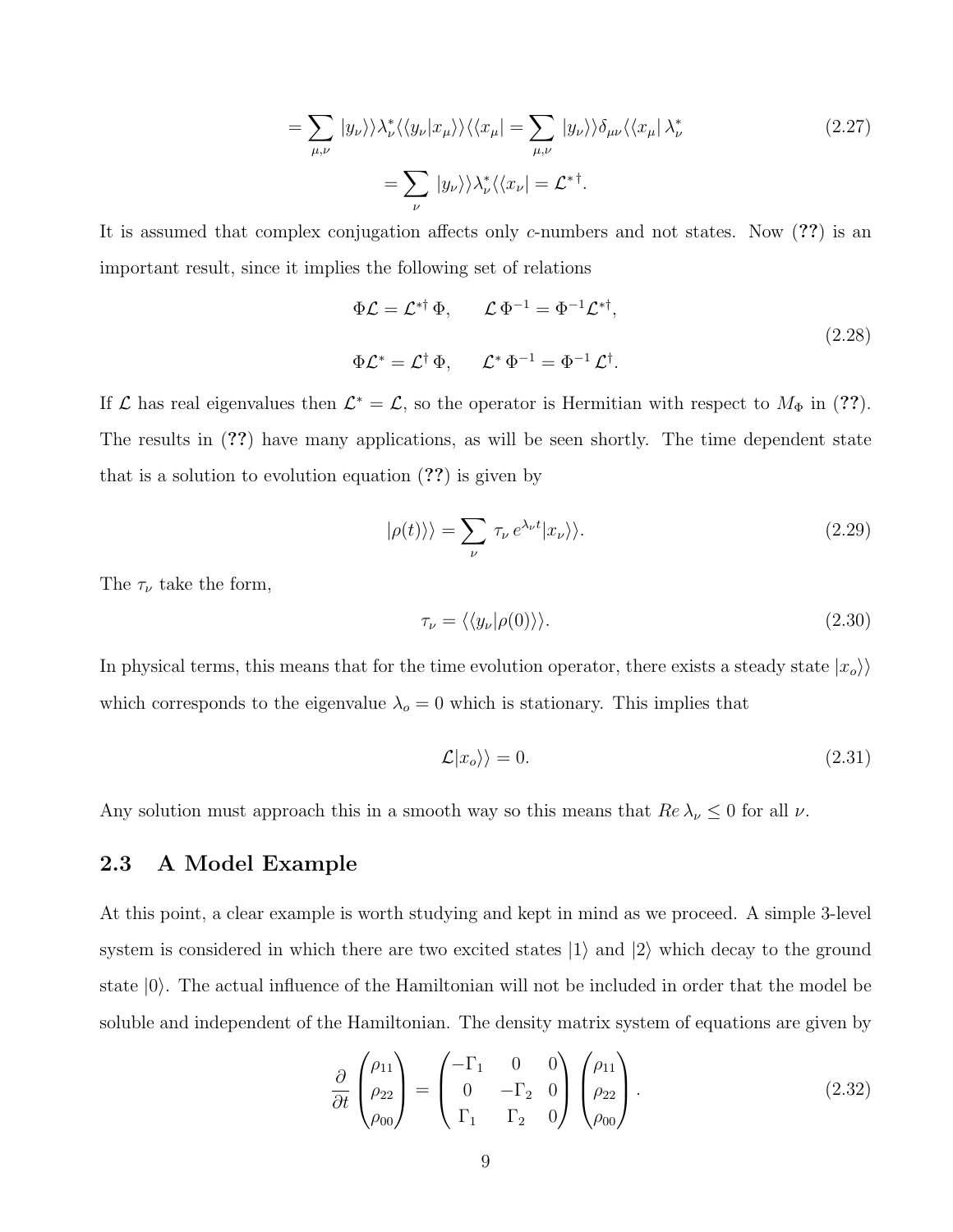$$= \sum_{\mu,\nu} |y_\nu\rangle\rangle \lambda_\nu^* \langle\langle y_\nu | x_\mu \rangle\rangle \langle\langle x_\mu | = \sum_{\mu,\nu} |y_\nu\rangle\rangle \delta_{\mu\nu} \langle\langle x_\mu | \, \lambda_\nu^* \tag{2.27}$$

$$= \sum_{\nu} |y_\nu\rangle\rangle \lambda_\nu^* \langle\langle x_\nu | = \mathcal{L}^{*\dagger}.$$

It is assumed that complex conjugation affects only $c$-numbers and not states. Now (**??**) is an important result, since it implies the following set of relations

$$\Phi \mathcal{L} = \mathcal{L}^{*\dagger} \, \Phi, \qquad \mathcal{L} \, \Phi^{-1} = \Phi^{-1} \mathcal{L}^{*\dagger},$$
$$\Phi \mathcal{L}^* = \mathcal{L}^\dagger \, \Phi, \qquad \mathcal{L}^* \, \Phi^{-1} = \Phi^{-1} \, \mathcal{L}^\dagger. \tag{2.28}$$

If $\mathcal{L}$ has real eigenvalues then $\mathcal{L}^* = \mathcal{L}$, so the operator is Hermitian with respect to $M_\Phi$ in (**??**). The results in (**??**) have many applications, as will be seen shortly. The time dependent state that is a solution to evolution equation (**??**) is given by

$$|\rho(t)\rangle\rangle = \sum_{\nu} \tau_\nu \, e^{\lambda_\nu t} |x_\nu\rangle\rangle. \tag{2.29}$$

The $\tau_\nu$ take the form,

$$\tau_\nu = \langle\langle y_\nu | \rho(0) \rangle\rangle. \tag{2.30}$$

In physical terms, this means that for the time evolution operator, there exists a steady state $|x_o\rangle\rangle$ which corresponds to the eigenvalue $\lambda_o = 0$ which is stationary. This implies that

$$\mathcal{L} |x_o\rangle\rangle = 0. \tag{2.31}$$

Any solution must approach this in a smooth way so this means that $Re \, \lambda_\nu \leq 0$ for all $\nu$.

## 2.3 A Model Example

At this point, a clear example is worth studying and kept in mind as we proceed. A simple 3-level system is considered in which there are two excited states $|1\rangle$ and $|2\rangle$ which decay to the ground state $|0\rangle$. The actual influence of the Hamiltonian will not be included in order that the model be soluble and independent of the Hamiltonian. The density matrix system of equations are given by

$$\frac{\partial}{\partial t} \begin{pmatrix} \rho_{11} \\ \rho_{22} \\ \rho_{00} \end{pmatrix} = \begin{pmatrix} -\Gamma_1 & 0 & 0 \\ 0 & -\Gamma_2 & 0 \\ \Gamma_1 & \Gamma_2 & 0 \end{pmatrix} \begin{pmatrix} \rho_{11} \\ \rho_{22} \\ \rho_{00} \end{pmatrix}. \tag{2.32}$$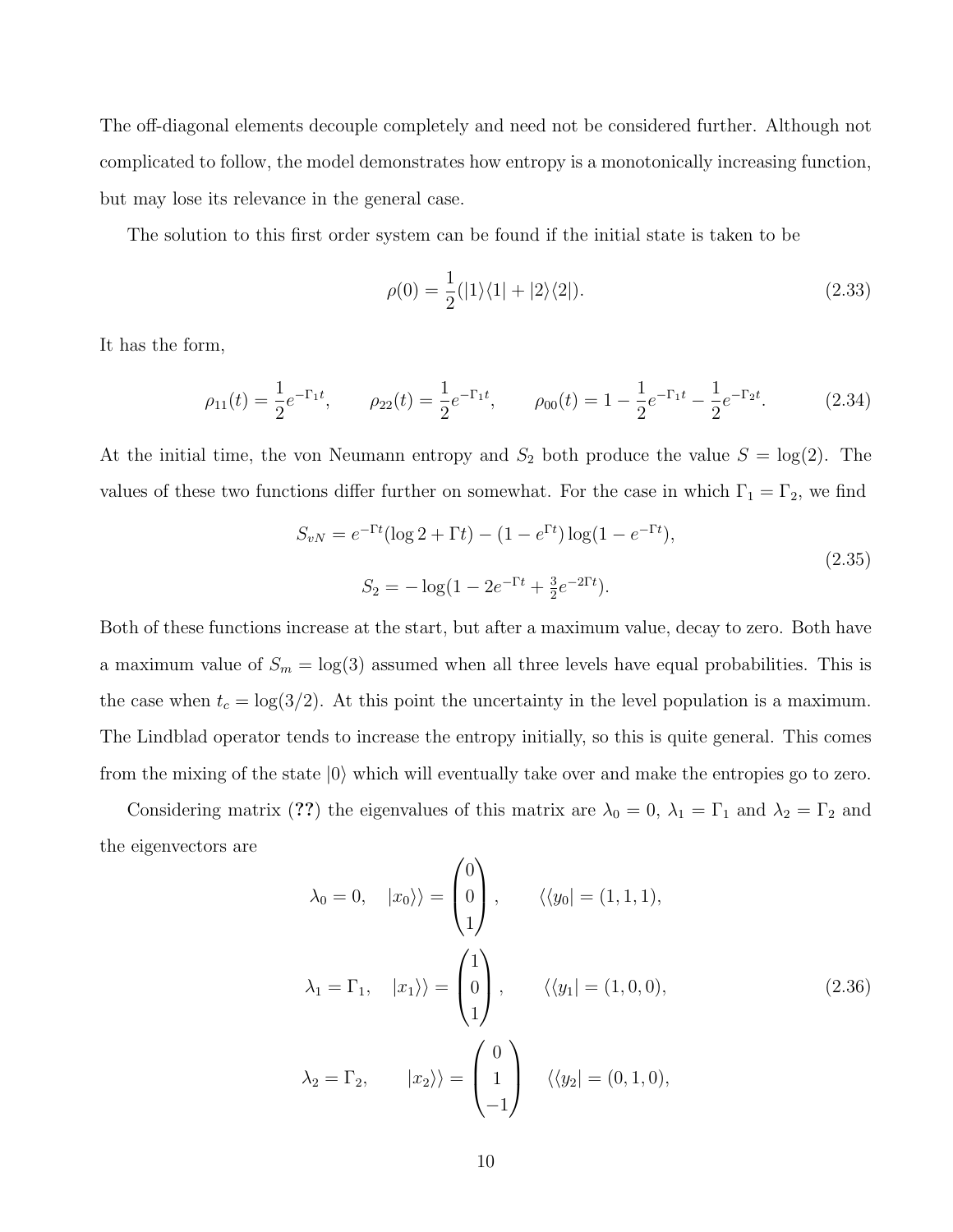The off-diagonal elements decouple completely and need not be considered further. Although not complicated to follow, the model demonstrates how entropy is a monotonically increasing function, but may lose its relevance in the general case.

The solution to this first order system can be found if the initial state is taken to be

$$\rho(0) = \frac{1}{2}(|1\rangle\langle 1| + |2\rangle\langle 2|). \tag{2.33}$$

It has the form,

$$\rho_{11}(t) = \frac{1}{2}e^{-\Gamma_1 t}, \qquad \rho_{22}(t) = \frac{1}{2}e^{-\Gamma_1 t}, \qquad \rho_{00}(t) = 1 - \frac{1}{2}e^{-\Gamma_1 t} - \frac{1}{2}e^{-\Gamma_2 t}. \tag{2.34}$$

At the initial time, the von Neumann entropy and $S_2$ both produce the value $S = \log(2)$. The values of these two functions differ further on somewhat. For the case in which $\Gamma_1 = \Gamma_2$, we find

$$\begin{aligned} S_{vN} &= e^{-\Gamma t}(\log 2 + \Gamma t) - (1 - e^{\Gamma t})\log(1 - e^{-\Gamma t}), \\ S_2 &= -\log(1 - 2e^{-\Gamma t} + \tfrac{3}{2}e^{-2\Gamma t}). \end{aligned} \tag{2.35}$$

Both of these functions increase at the start, but after a maximum value, decay to zero. Both have a maximum value of $S_m = \log(3)$ assumed when all three levels have equal probabilities. This is the case when $t_c = \log(3/2)$. At this point the uncertainty in the level population is a maximum. The Lindblad operator tends to increase the entropy initially, so this is quite general. This comes from the mixing of the state $|0\rangle$ which will eventually take over and make the entropies go to zero.

Considering matrix (**??**) the eigenvalues of this matrix are $\lambda_0 = 0$, $\lambda_1 = \Gamma_1$ and $\lambda_2 = \Gamma_2$ and the eigenvectors are

$$\begin{aligned} \lambda_0 = 0, \quad |x_0\rangle\rangle &= \begin{pmatrix} 0 \\ 0 \\ 1 \end{pmatrix}, \qquad \langle\langle y_0| = (1, 1, 1), \\ \lambda_1 = \Gamma_1, \quad |x_1\rangle\rangle &= \begin{pmatrix} 1 \\ 0 \\ 1 \end{pmatrix}, \qquad \langle\langle y_1| = (1, 0, 0), \\ \lambda_2 = \Gamma_2, \qquad |x_2\rangle\rangle &= \begin{pmatrix} 0 \\ 1 \\ -1 \end{pmatrix} \qquad \langle\langle y_2| = (0, 1, 0), \end{aligned} \tag{2.36}$$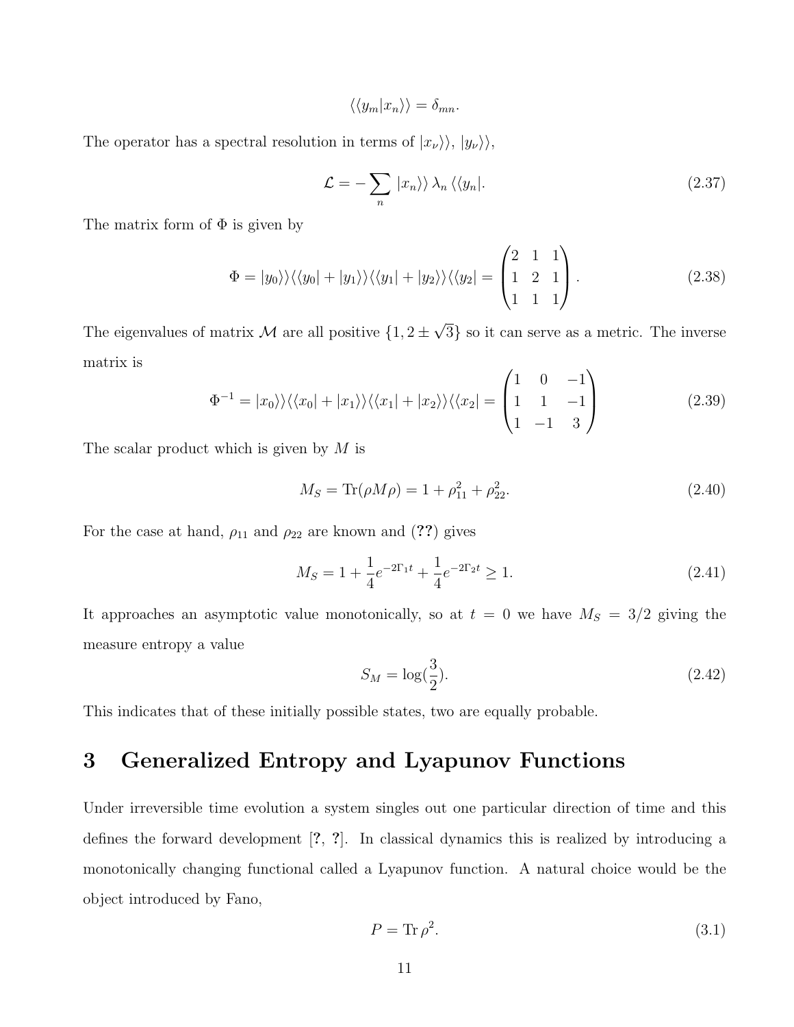$$\langle\langle y_m | x_n \rangle\rangle = \delta_{mn}.$$

The operator has a spectral resolution in terms of $|x_\nu\rangle\rangle$, $|y_\nu\rangle\rangle$,

$$\mathcal{L} = -\sum_n |x_n\rangle\rangle\, \lambda_n\, \langle\langle y_n|. \tag{2.37}$$

The matrix form of $\Phi$ is given by

$$\Phi = |y_0\rangle\rangle\langle\langle y_0| + |y_1\rangle\rangle\langle\langle y_1| + |y_2\rangle\rangle\langle\langle y_2| = \begin{pmatrix} 2 & 1 & 1 \\ 1 & 2 & 1 \\ 1 & 1 & 1 \end{pmatrix}. \tag{2.38}$$

The eigenvalues of matrix $\mathcal{M}$ are all positive $\{1, 2 \pm \sqrt{3}\}$ so it can serve as a metric. The inverse matrix is

$$\Phi^{-1} = |x_0\rangle\rangle\langle\langle x_0| + |x_1\rangle\rangle\langle\langle x_1| + |x_2\rangle\rangle\langle\langle x_2| = \begin{pmatrix} 1 & 0 & -1 \\ 1 & 1 & -1 \\ 1 & -1 & 3 \end{pmatrix} \tag{2.39}$$

The scalar product which is given by $M$ is

$$M_S = \mathrm{Tr}(\rho M \rho) = 1 + \rho_{11}^2 + \rho_{22}^2. \tag{2.40}$$

For the case at hand, $\rho_{11}$ and $\rho_{22}$ are known and (**??**) gives

$$M_S = 1 + \frac{1}{4}e^{-2\Gamma_1 t} + \frac{1}{4}e^{-2\Gamma_2 t} \geq 1. \tag{2.41}$$

It approaches an asymptotic value monotonically, so at $t = 0$ we have $M_S = 3/2$ giving the measure entropy a value

$$S_M = \log(\frac{3}{2}). \tag{2.42}$$

This indicates that of these initially possible states, two are equally probable.

# 3 Generalized Entropy and Lyapunov Functions

Under irreversible time evolution a system singles out one particular direction of time and this defines the forward development [**?**, **?**]. In classical dynamics this is realized by introducing a monotonically changing functional called a Lyapunov function. A natural choice would be the object introduced by Fano,

$$P = \mathrm{Tr}\,\rho^2. \tag{3.1}$$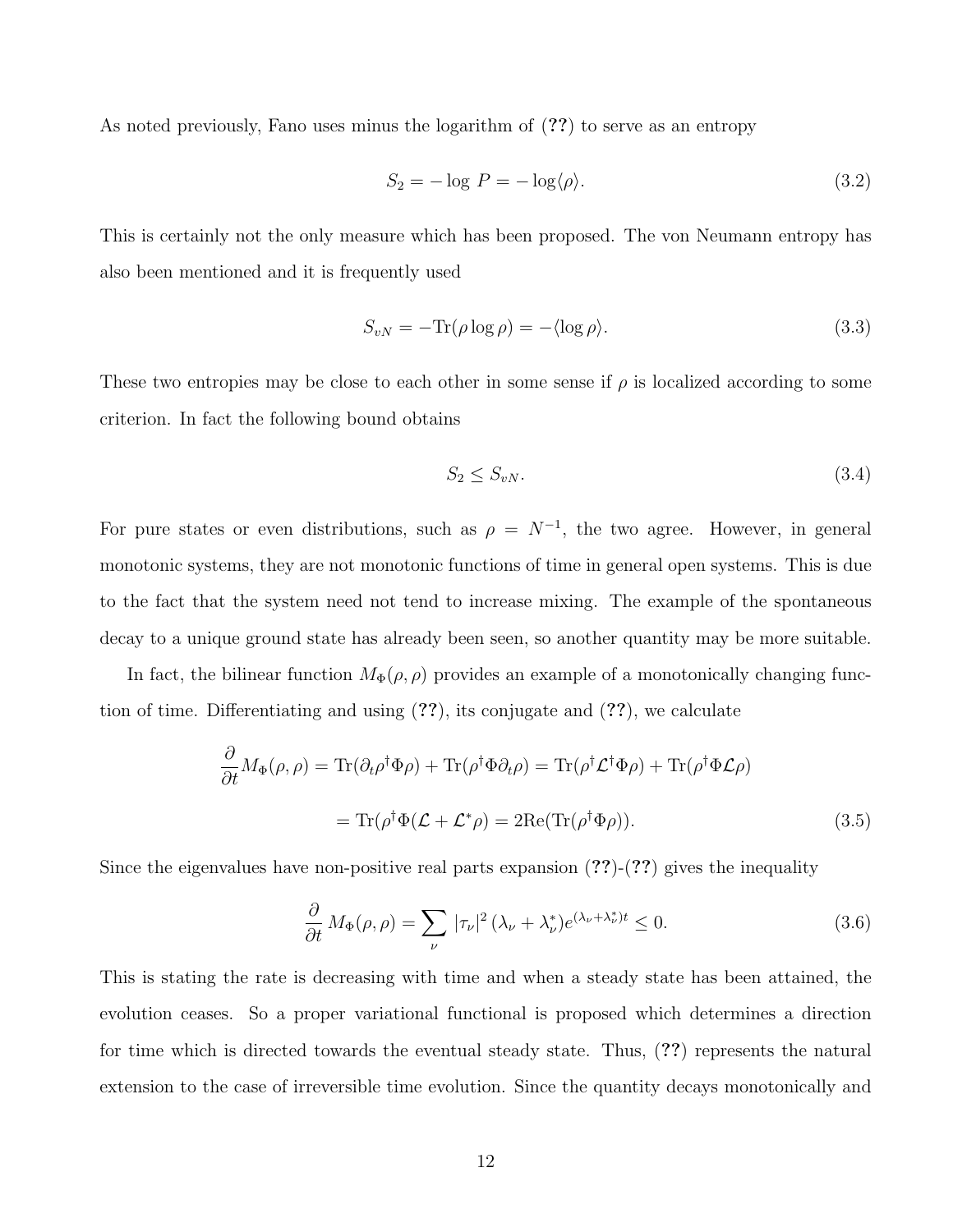As noted previously, Fano uses minus the logarithm of (**??**) to serve as an entropy

$$S_2 = -\log\, P = -\log\langle\rho\rangle. \tag{3.2}$$

This is certainly not the only measure which has been proposed. The von Neumann entropy has also been mentioned and it is frequently used

$$S_{vN} = -\mathrm{Tr}(\rho\log\rho) = -\langle\log\rho\rangle. \tag{3.3}$$

These two entropies may be close to each other in some sense if $\rho$ is localized according to some criterion. In fact the following bound obtains

$$S_2 \leq S_{vN}. \tag{3.4}$$

For pure states or even distributions, such as $\rho = N^{-1}$, the two agree. However, in general monotonic systems, they are not monotonic functions of time in general open systems. This is due to the fact that the system need not tend to increase mixing. The example of the spontaneous decay to a unique ground state has already been seen, so another quantity may be more suitable.

In fact, the bilinear function $M_\Phi(\rho,\rho)$ provides an example of a monotonically changing function of time. Differentiating and using (**??**), its conjugate and (**??**), we calculate

$$\frac{\partial}{\partial t}M_\Phi(\rho,\rho) = \mathrm{Tr}(\partial_t\rho^\dagger\Phi\rho) + \mathrm{Tr}(\rho^\dagger\Phi\partial_t\rho) = \mathrm{Tr}(\rho^\dagger\mathcal{L}^\dagger\Phi\rho) + \mathrm{Tr}(\rho^\dagger\Phi\mathcal{L}\rho)$$

$$= \mathrm{Tr}(\rho^\dagger\Phi(\mathcal{L}+\mathcal{L}^*\rho) = 2\mathrm{Re}(\mathrm{Tr}(\rho^\dagger\Phi\rho)). \tag{3.5}$$

Since the eigenvalues have non-positive real parts expansion (**??**)-(**??**) gives the inequality

$$\frac{\partial}{\partial t}\,M_\Phi(\rho,\rho) = \sum_\nu\,|\tau_\nu|^2\,(\lambda_\nu+\lambda_\nu^*)e^{(\lambda_\nu+\lambda_\nu^*)t} \leq 0. \tag{3.6}$$

This is stating the rate is decreasing with time and when a steady state has been attained, the evolution ceases. So a proper variational functional is proposed which determines a direction for time which is directed towards the eventual steady state. Thus, (**??**) represents the natural extension to the case of irreversible time evolution. Since the quantity decays monotonically and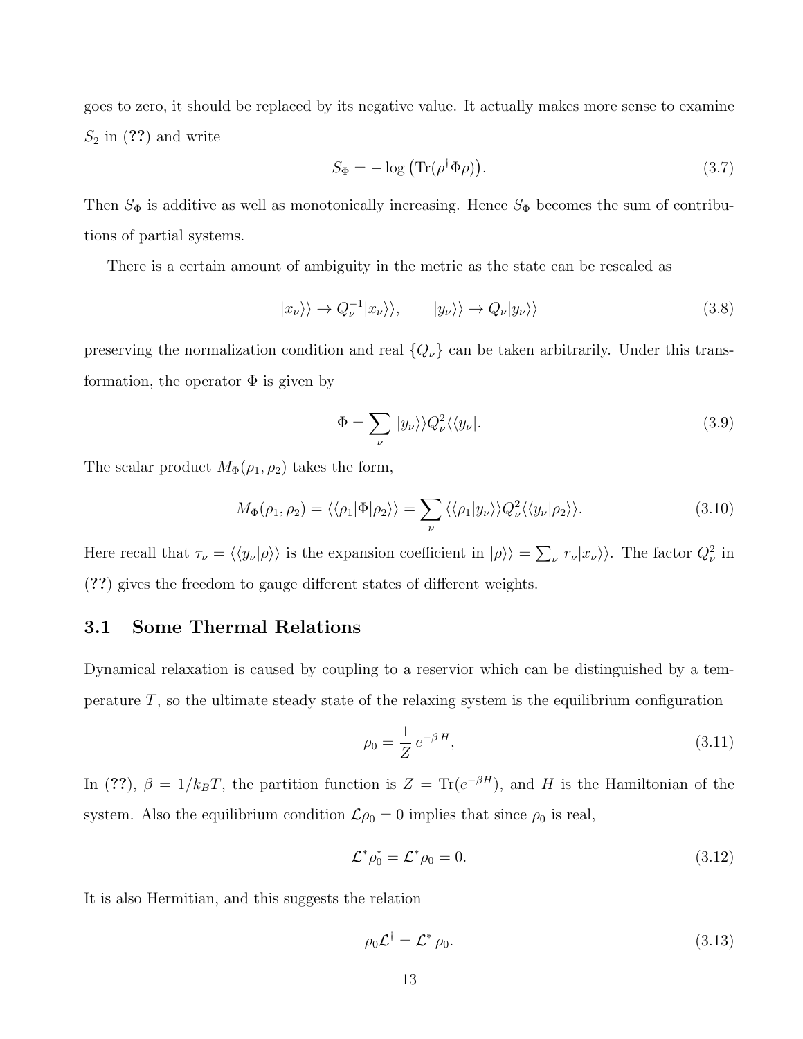goes to zero, it should be replaced by its negative value. It actually makes more sense to examine $S_2$ in (**??**) and write

$$S_\Phi = -\log\big(\mathrm{Tr}(\rho^\dagger \Phi \rho)\big). \tag{3.7}$$

Then $S_\Phi$ is additive as well as monotonically increasing. Hence $S_\Phi$ becomes the sum of contributions of partial systems.

There is a certain amount of ambiguity in the metric as the state can be rescaled as

$$|x_\nu\rangle\rangle \to Q_\nu^{-1} |x_\nu\rangle\rangle, \qquad |y_\nu\rangle\rangle \to Q_\nu |y_\nu\rangle\rangle \tag{3.8}$$

preserving the normalization condition and real $\{Q_\nu\}$ can be taken arbitrarily. Under this transformation, the operator $\Phi$ is given by

$$\Phi = \sum_\nu |y_\nu\rangle\rangle Q_\nu^2 \langle\langle y_\nu|. \tag{3.9}$$

The scalar product $M_\Phi(\rho_1, \rho_2)$ takes the form,

$$M_\Phi(\rho_1, \rho_2) = \langle\langle \rho_1 | \Phi | \rho_2 \rangle\rangle = \sum_\nu \langle\langle \rho_1 | y_\nu \rangle\rangle Q_\nu^2 \langle\langle y_\nu | \rho_2 \rangle\rangle. \tag{3.10}$$

Here recall that $\tau_\nu = \langle\langle y_\nu | \rho \rangle\rangle$ is the expansion coefficient in $|\rho\rangle\rangle = \sum_\nu r_\nu |x_\nu\rangle\rangle$. The factor $Q_\nu^2$ in (**??**) gives the freedom to gauge different states of different weights.

## 3.1 Some Thermal Relations

Dynamical relaxation is caused by coupling to a reservior which can be distinguished by a temperature $T$, so the ultimate steady state of the relaxing system is the equilibrium configuration

$$\rho_0 = \frac{1}{Z} e^{-\beta H}, \tag{3.11}$$

In (**??**), $\beta = 1/k_B T$, the partition function is $Z = \mathrm{Tr}(e^{-\beta H})$, and $H$ is the Hamiltonian of the system. Also the equilibrium condition $\mathcal{L}\rho_0 = 0$ implies that since $\rho_0$ is real,

$$\mathcal{L}^* \rho_0^* = \mathcal{L}^* \rho_0 = 0. \tag{3.12}$$

It is also Hermitian, and this suggests the relation

$$\rho_0 \mathcal{L}^\dagger = \mathcal{L}^* \rho_0. \tag{3.13}$$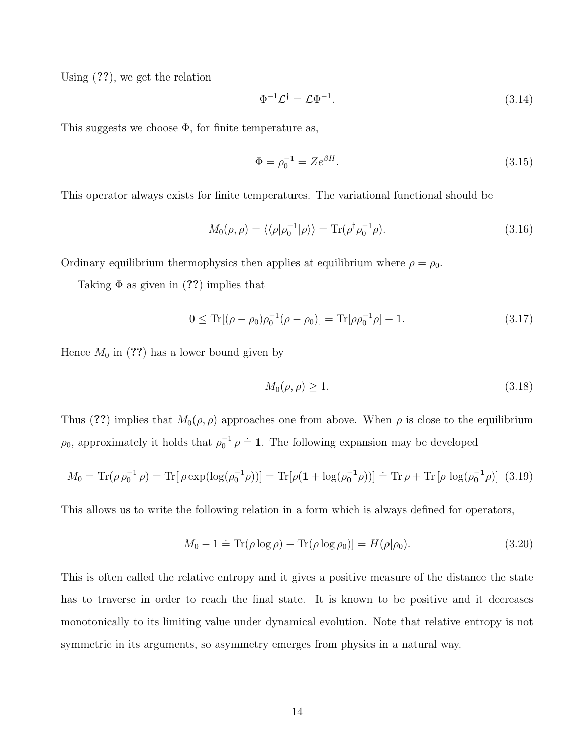Using (??), we get the relation

$$\Phi^{-1}\mathcal{L}^{\dagger} = \mathcal{L}\Phi^{-1}. \tag{3.14}$$

This suggests we choose $\Phi$, for finite temperature as,

$$\Phi = \rho_0^{-1} = Ze^{\beta H}. \tag{3.15}$$

This operator always exists for finite temperatures. The variational functional should be

$$M_0(\rho,\rho) = \langle\langle \rho|\rho_0^{-1}|\rho\rangle\rangle = \mathrm{Tr}(\rho^{\dagger}\rho_0^{-1}\rho). \tag{3.16}$$

Ordinary equilibrium thermophysics then applies at equilibrium where $\rho = \rho_0$.

Taking $\Phi$ as given in (??) implies that

$$0 \leq \mathrm{Tr}[(\rho - \rho_0)\rho_0^{-1}(\rho - \rho_0)] = \mathrm{Tr}[\rho\rho_0^{-1}\rho] - 1. \tag{3.17}$$

Hence $M_0$ in (??) has a lower bound given by

$$M_0(\rho,\rho) \geq 1. \tag{3.18}$$

Thus (??) implies that $M_0(\rho,\rho)$ approaches one from above. When $\rho$ is close to the equilibrium $\rho_0$, approximately it holds that $\rho_0^{-1}\,\rho \doteq \mathbf{1}$. The following expansion may be developed

$$M_0 = \mathrm{Tr}(\rho\,\rho_0^{-1}\,\rho) = \mathrm{Tr}[\,\rho\exp(\log(\rho_0^{-1}\rho))] = \mathrm{Tr}[\rho(\mathbf{1} + \log(\boldsymbol{\rho_0^{-1}}\rho))] \doteq \mathrm{Tr}\,\rho + \mathrm{Tr}\,[\rho\,\log(\boldsymbol{\rho_0^{-1}}\rho)] \tag{3.19}$$

This allows us to write the following relation in a form which is always defined for operators,

$$M_0 - 1 \doteq \mathrm{Tr}(\rho\log\rho) - \mathrm{Tr}(\rho\log\rho_0)] = H(\rho|\rho_0). \tag{3.20}$$

This is often called the relative entropy and it gives a positive measure of the distance the state has to traverse in order to reach the final state. It is known to be positive and it decreases monotonically to its limiting value under dynamical evolution. Note that relative entropy is not symmetric in its arguments, so asymmetry emerges from physics in a natural way.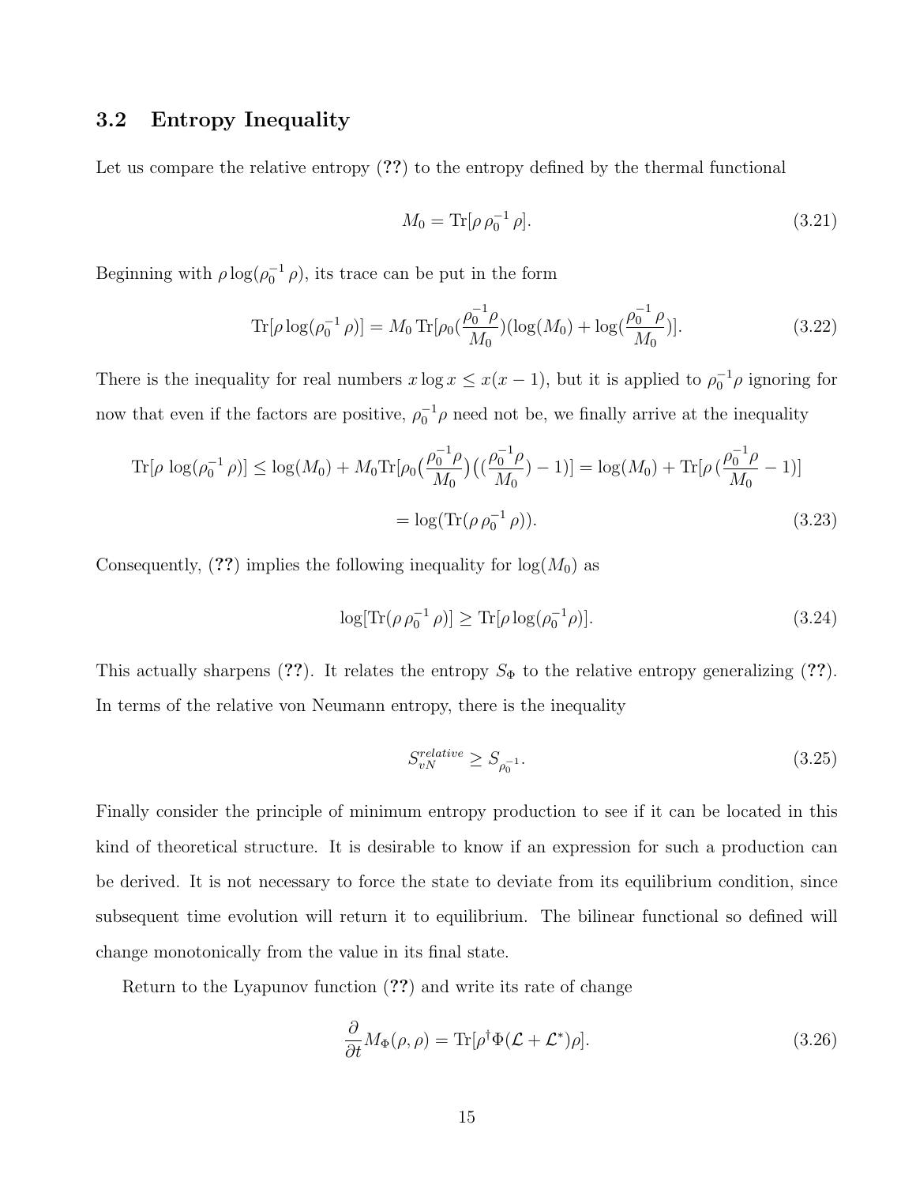### 3.2 Entropy Inequality

Let us compare the relative entropy (**??**) to the entropy defined by the thermal functional

$$M_0 = \mathrm{Tr}[\rho\,\rho_0^{-1}\,\rho]. \tag{3.21}$$

Beginning with $\rho\log(\rho_0^{-1}\,\rho)$, its trace can be put in the form

$$\mathrm{Tr}[\rho\log(\rho_0^{-1}\,\rho)] = M_0\,\mathrm{Tr}[\rho_0(\frac{\rho_0^{-1}\rho}{M_0})(\log(M_0)+\log(\frac{\rho_0^{-1}\,\rho}{M_0})]. \tag{3.22}$$

There is the inequality for real numbers $x\log x \le x(x-1)$, but it is applied to $\rho_0^{-1}\rho$ ignoring for now that even if the factors are positive, $\rho_0^{-1}\rho$ need not be, we finally arrive at the inequality

$$\mathrm{Tr}[\rho\,\log(\rho_0^{-1}\,\rho)] \le \log(M_0) + M_0\mathrm{Tr}[\rho_0\big(\frac{\rho_0^{-1}\rho}{M_0}\big)\big((\frac{\rho_0^{-1}\rho}{M_0})-1)] = \log(M_0) + \mathrm{Tr}[\rho\,(\frac{\rho_0^{-1}\rho}{M_0}-1)]$$

$$= \log(\mathrm{Tr}(\rho\,\rho_0^{-1}\,\rho)). \tag{3.23}$$

Consequently, (**??**) implies the following inequality for $\log(M_0)$ as

$$\log[\mathrm{Tr}(\rho\,\rho_0^{-1}\,\rho)] \ge \mathrm{Tr}[\rho\log(\rho_0^{-1}\rho)]. \tag{3.24}$$

This actually sharpens (**??**). It relates the entropy $S_\Phi$ to the relative entropy generalizing (**??**). In terms of the relative von Neumann entropy, there is the inequality

$$S_{vN}^{relative} \ge S_{\rho_0^{-1}}. \tag{3.25}$$

Finally consider the principle of minimum entropy production to see if it can be located in this kind of theoretical structure. It is desirable to know if an expression for such a production can be derived. It is not necessary to force the state to deviate from its equilibrium condition, since subsequent time evolution will return it to equilibrium. The bilinear functional so defined will change monotonically from the value in its final state.

Return to the Lyapunov function (**??**) and write its rate of change

$$\frac{\partial}{\partial t}M_\Phi(\rho,\rho) = \mathrm{Tr}[\rho^\dagger\Phi(\mathcal{L}+\mathcal{L}^*)\rho]. \tag{3.26}$$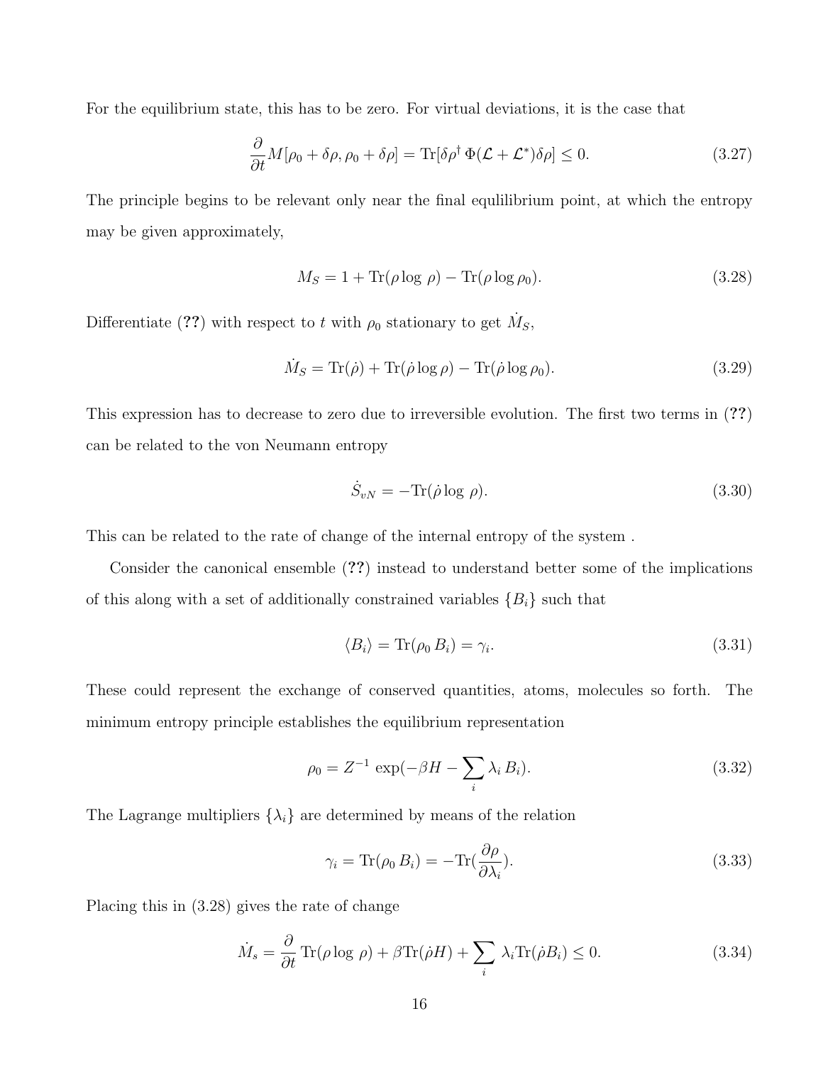For the equilibrium state, this has to be zero. For virtual deviations, it is the case that

$$\frac{\partial}{\partial t} M[\rho_0 + \delta\rho, \rho_0 + \delta\rho] = \mathrm{Tr}[\delta\rho^\dagger \, \Phi(\mathcal{L} + \mathcal{L}^*)\delta\rho] \leq 0. \tag{3.27}$$

The principle begins to be relevant only near the final equlilibrium point, at which the entropy may be given approximately,

$$M_S = 1 + \mathrm{Tr}(\rho \log \, \rho) - \mathrm{Tr}(\rho \log \rho_0). \tag{3.28}$$

Differentiate (**??**) with respect to $t$ with $\rho_0$ stationary to get $\dot{M}_S$,

$$\dot{M}_S = \mathrm{Tr}(\dot{\rho}) + \mathrm{Tr}(\dot{\rho} \log \rho) - \mathrm{Tr}(\dot{\rho} \log \rho_0). \tag{3.29}$$

This expression has to decrease to zero due to irreversible evolution. The first two terms in (**??**) can be related to the von Neumann entropy

$$\dot{S}_{vN} = -\mathrm{Tr}(\dot{\rho} \log \, \rho). \tag{3.30}$$

This can be related to the rate of change of the internal entropy of the system .

Consider the canonical ensemble (**??**) instead to understand better some of the implications of this along with a set of additionally constrained variables $\{B_i\}$ such that

$$\langle B_i \rangle = \mathrm{Tr}(\rho_0 \, B_i) = \gamma_i. \tag{3.31}$$

These could represent the exchange of conserved quantities, atoms, molecules so forth. The minimum entropy principle establishes the equilibrium representation

$$\rho_0 = Z^{-1} \, \exp(-\beta H - \sum_i \lambda_i \, B_i). \tag{3.32}$$

The Lagrange multipliers $\{\lambda_i\}$ are determined by means of the relation

$$\gamma_i = \mathrm{Tr}(\rho_0 \, B_i) = -\mathrm{Tr}(\frac{\partial \rho}{\partial \lambda_i}). \tag{3.33}$$

Placing this in (3.28) gives the rate of change

$$\dot{M}_s = \frac{\partial}{\partial t} \, \mathrm{Tr}(\rho \log \, \rho) + \beta \mathrm{Tr}(\dot{\rho} H) + \sum_i \, \lambda_i \mathrm{Tr}(\dot{\rho} B_i) \leq 0. \tag{3.34}$$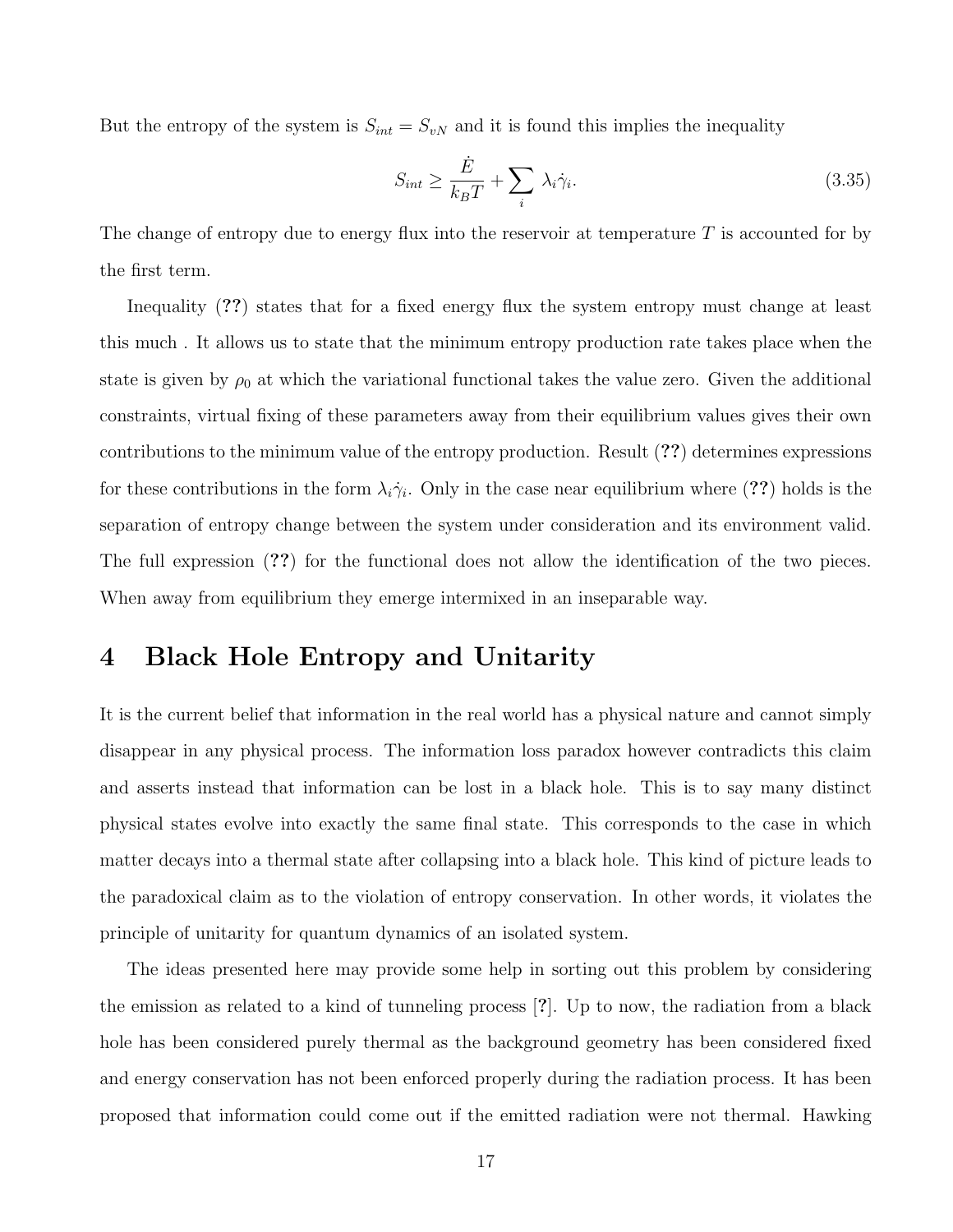But the entropy of the system is $S_{int} = S_{vN}$ and it is found this implies the inequality

$$S_{int} \geq \frac{\dot{E}}{k_B T} + \sum_i \lambda_i \dot{\gamma}_i. \tag{3.35}$$

The change of entropy due to energy flux into the reservoir at temperature $T$ is accounted for by the first term.

Inequality (**??**) states that for a fixed energy flux the system entropy must change at least this much . It allows us to state that the minimum entropy production rate takes place when the state is given by $\rho_0$ at which the variational functional takes the value zero. Given the additional constraints, virtual fixing of these parameters away from their equilibrium values gives their own contributions to the minimum value of the entropy production. Result (**??**) determines expressions for these contributions in the form $\lambda_i \dot{\gamma}_i$. Only in the case near equilibrium where (**??**) holds is the separation of entropy change between the system under consideration and its environment valid. The full expression (**??**) for the functional does not allow the identification of the two pieces. When away from equilibrium they emerge intermixed in an inseparable way.

# 4 Black Hole Entropy and Unitarity

It is the current belief that information in the real world has a physical nature and cannot simply disappear in any physical process. The information loss paradox however contradicts this claim and asserts instead that information can be lost in a black hole. This is to say many distinct physical states evolve into exactly the same final state. This corresponds to the case in which matter decays into a thermal state after collapsing into a black hole. This kind of picture leads to the paradoxical claim as to the violation of entropy conservation. In other words, it violates the principle of unitarity for quantum dynamics of an isolated system.

The ideas presented here may provide some help in sorting out this problem by considering the emission as related to a kind of tunneling process [**?**]. Up to now, the radiation from a black hole has been considered purely thermal as the background geometry has been considered fixed and energy conservation has not been enforced properly during the radiation process. It has been proposed that information could come out if the emitted radiation were not thermal. Hawking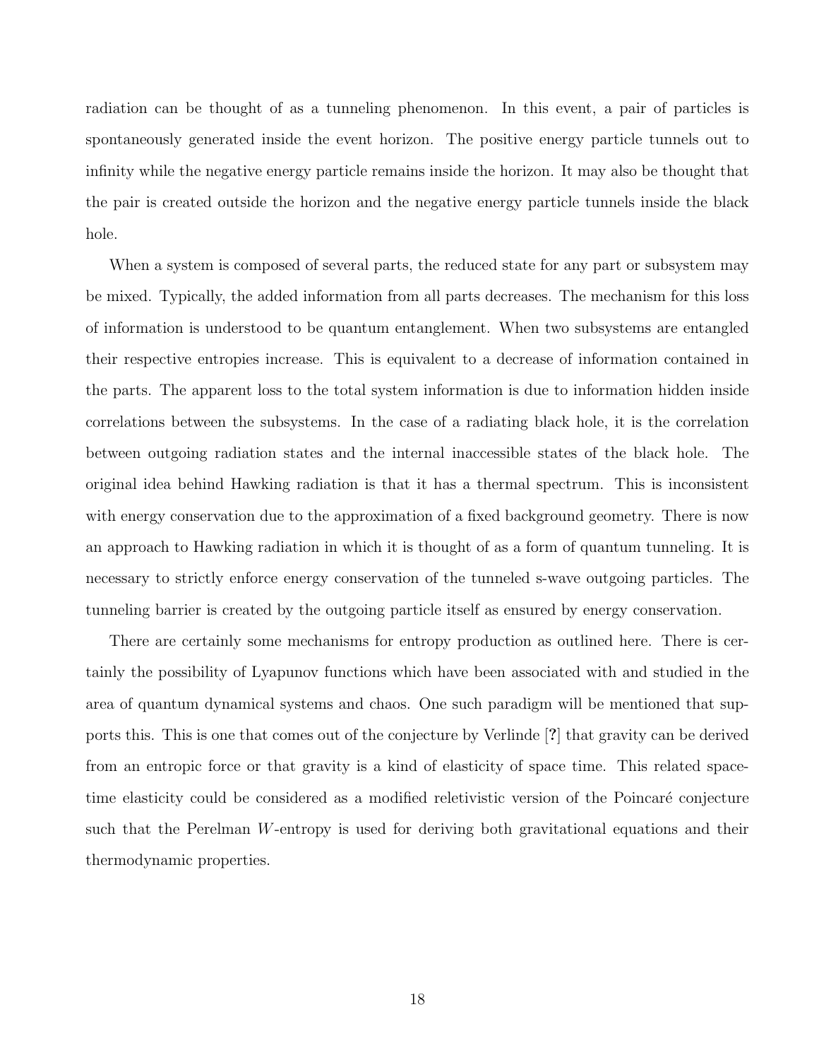radiation can be thought of as a tunneling phenomenon. In this event, a pair of particles is spontaneously generated inside the event horizon. The positive energy particle tunnels out to infinity while the negative energy particle remains inside the horizon. It may also be thought that the pair is created outside the horizon and the negative energy particle tunnels inside the black hole.

When a system is composed of several parts, the reduced state for any part or subsystem may be mixed. Typically, the added information from all parts decreases. The mechanism for this loss of information is understood to be quantum entanglement. When two subsystems are entangled their respective entropies increase. This is equivalent to a decrease of information contained in the parts. The apparent loss to the total system information is due to information hidden inside correlations between the subsystems. In the case of a radiating black hole, it is the correlation between outgoing radiation states and the internal inaccessible states of the black hole. The original idea behind Hawking radiation is that it has a thermal spectrum. This is inconsistent with energy conservation due to the approximation of a fixed background geometry. There is now an approach to Hawking radiation in which it is thought of as a form of quantum tunneling. It is necessary to strictly enforce energy conservation of the tunneled s-wave outgoing particles. The tunneling barrier is created by the outgoing particle itself as ensured by energy conservation.

There are certainly some mechanisms for entropy production as outlined here. There is certainly the possibility of Lyapunov functions which have been associated with and studied in the area of quantum dynamical systems and chaos. One such paradigm will be mentioned that supports this. This is one that comes out of the conjecture by Verlinde [?] that gravity can be derived from an entropic force or that gravity is a kind of elasticity of space time. This related space-time elasticity could be considered as a modified reletivistic version of the Poincaré conjecture such that the Perelman $W$-entropy is used for deriving both gravitational equations and their thermodynamic properties.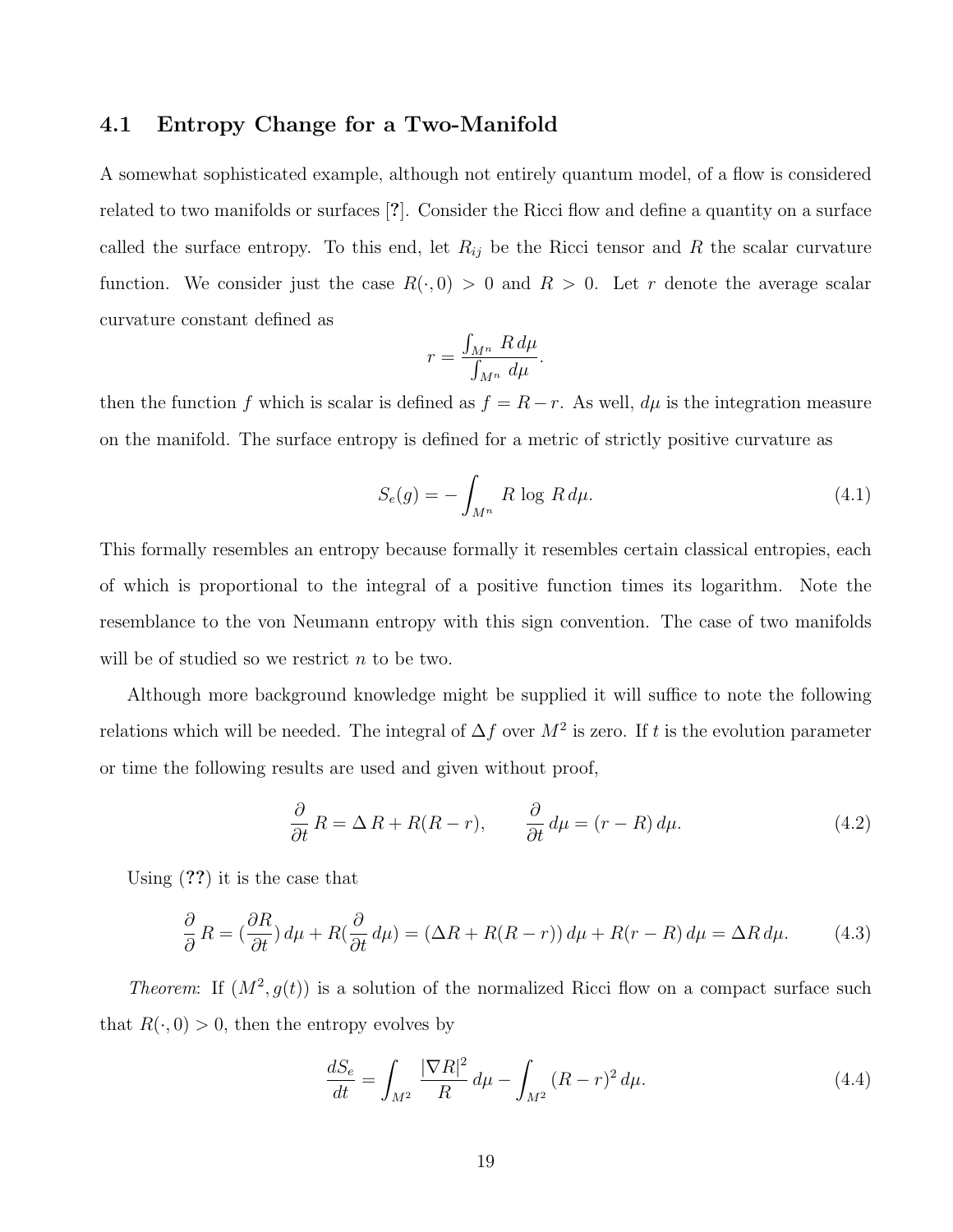### 4.1 Entropy Change for a Two-Manifold

A somewhat sophisticated example, although not entirely quantum model, of a flow is considered related to two manifolds or surfaces [?]. Consider the Ricci flow and define a quantity on a surface called the surface entropy. To this end, let $R_{ij}$ be the Ricci tensor and $R$ the scalar curvature function. We consider just the case $R(\cdot, 0) > 0$ and $R > 0$. Let $r$ denote the average scalar curvature constant defined as

$$r = \frac{\int_{M^n} R \, d\mu}{\int_{M^n} d\mu}.$$

then the function $f$ which is scalar is defined as $f = R - r$. As well, $d\mu$ is the integration measure on the manifold. The surface entropy is defined for a metric of strictly positive curvature as

$$S_e(g) = - \int_{M^n} R \, \log \, R \, d\mu. \tag{4.1}$$

This formally resembles an entropy because formally it resembles certain classical entropies, each of which is proportional to the integral of a positive function times its logarithm. Note the resemblance to the von Neumann entropy with this sign convention. The case of two manifolds will be of studied so we restrict $n$ to be two.

Although more background knowledge might be supplied it will suffice to note the following relations which will be needed. The integral of $\Delta f$ over $M^2$ is zero. If $t$ is the evolution parameter or time the following results are used and given without proof,

$$\frac{\partial}{\partial t} R = \Delta \, R + R(R - r), \qquad \frac{\partial}{\partial t} \, d\mu = (r - R) \, d\mu. \tag{4.2}$$

Using (??) it is the case that

$$\frac{\partial}{\partial} R = (\frac{\partial R}{\partial t}) \, d\mu + R(\frac{\partial}{\partial t} \, d\mu) = (\Delta R + R(R - r)) \, d\mu + R(r - R) \, d\mu = \Delta R \, d\mu. \tag{4.3}$$

*Theorem*: If $(M^2, g(t))$ is a solution of the normalized Ricci flow on a compact surface such that $R(\cdot, 0) > 0$, then the entropy evolves by

$$\frac{dS_e}{dt} = \int_{M^2} \frac{|\nabla R|^2}{R} \, d\mu - \int_{M^2} (R - r)^2 \, d\mu. \tag{4.4}$$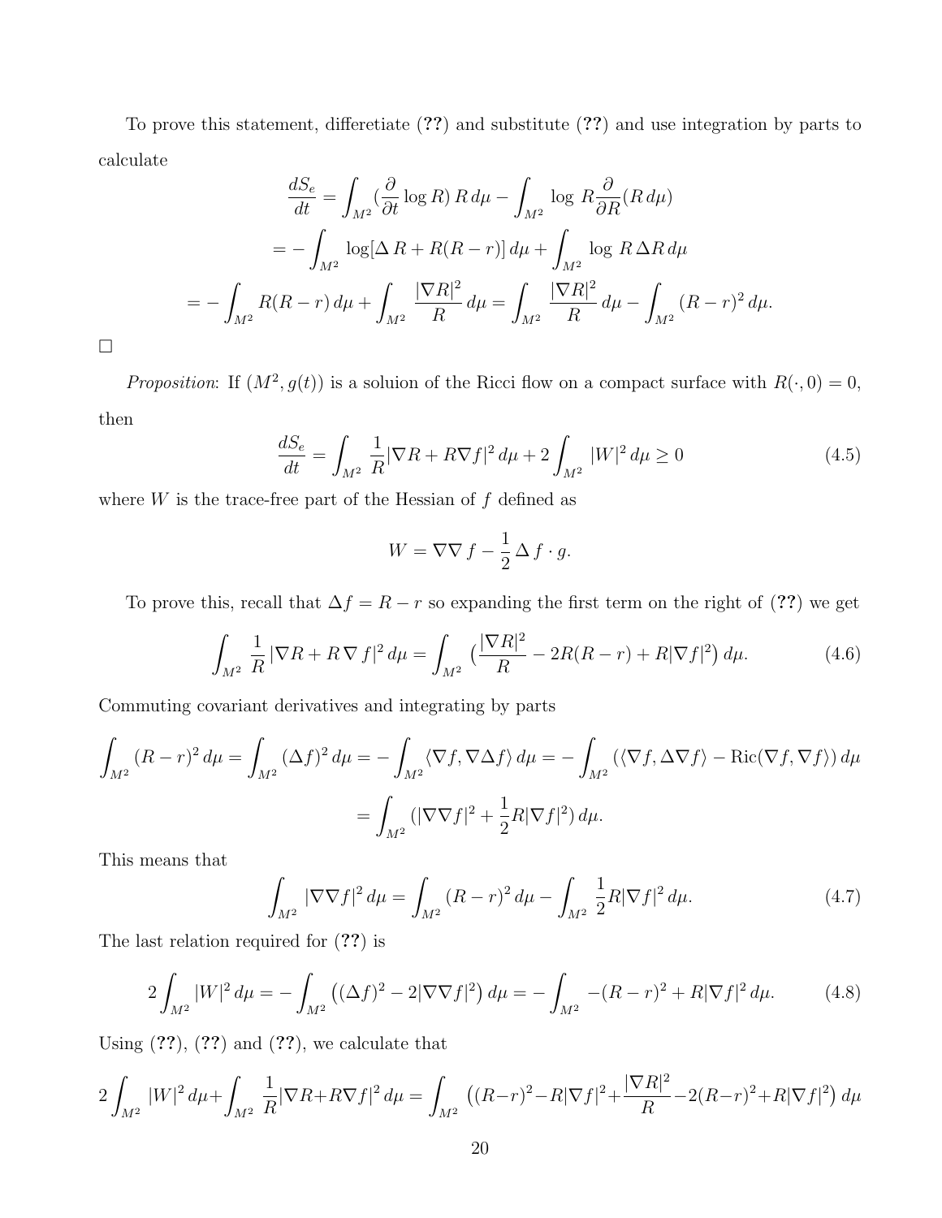To prove this statement, differetiate (**??**) and substitute (**??**) and use integration by parts to calculate

$$\frac{dS_e}{dt} = \int_{M^2} (\frac{\partial}{\partial t} \log R)\, R\, d\mu - \int_{M^2} \log\, R \frac{\partial}{\partial R}(R\, d\mu)$$

$$= - \int_{M^2} \log[\Delta\, R + R(R-r)]\, d\mu + \int_{M^2} \log\, R\, \Delta R\, d\mu$$

$$= - \int_{M^2} R(R-r)\, d\mu + \int_{M^2} \frac{|\nabla R|^2}{R}\, d\mu = \int_{M^2} \frac{|\nabla R|^2}{R}\, d\mu - \int_{M^2} (R-r)^2\, d\mu.$$

□

*Proposition*: If $(M^2, g(t))$ is a soluion of the Ricci flow on a compact surface with $R(\cdot, 0) = 0$, then

$$\frac{dS_e}{dt} = \int_{M^2} \frac{1}{R} |\nabla R + R \nabla f|^2\, d\mu + 2 \int_{M^2} |W|^2\, d\mu \geq 0 \tag{4.5}$$

where $W$ is the trace-free part of the Hessian of $f$ defined as

$$W = \nabla\nabla\, f - \frac{1}{2}\, \Delta\, f \cdot g.$$

To prove this, recall that $\Delta f = R - r$ so expanding the first term on the right of (**??**) we get

$$\int_{M^2} \frac{1}{R}\, |\nabla R + R\, \nabla\, f|^2\, d\mu = \int_{M^2} \big(\frac{|\nabla R|^2}{R} - 2R(R-r) + R|\nabla f|^2\big)\, d\mu. \tag{4.6}$$

Commuting covariant derivatives and integrating by parts

$$\int_{M^2} (R-r)^2\, d\mu = \int_{M^2} (\Delta f)^2\, d\mu = - \int_{M^2} \langle \nabla f, \nabla \Delta f \rangle\, d\mu = - \int_{M^2} (\langle \nabla f, \Delta \nabla f \rangle - \text{Ric}(\nabla f, \nabla f))\, d\mu$$

$$= \int_{M^2} (|\nabla\nabla f|^2 + \frac{1}{2} R |\nabla f|^2)\, d\mu.$$

This means that

$$\int_{M^2} |\nabla\nabla f|^2\, d\mu = \int_{M^2} (R-r)^2\, d\mu - \int_{M^2} \frac{1}{2} R |\nabla f|^2\, d\mu. \tag{4.7}$$

The last relation required for (**??**) is

$$2 \int_{M^2} |W|^2\, d\mu = - \int_{M^2} \big((\Delta f)^2 - 2|\nabla\nabla f|^2\big)\, d\mu = - \int_{M^2} -(R-r)^2 + R|\nabla f|^2\, d\mu. \tag{4.8}$$

Using (**??**), (**??**) and (**??**), we calculate that

$$2 \int_{M^2} |W|^2\, d\mu + \int_{M^2} \frac{1}{R} |\nabla R + R \nabla f|^2\, d\mu = \int_{M^2} \big((R-r)^2 - R|\nabla f|^2 + \frac{|\nabla R|^2}{R} - 2(R-r)^2 + R|\nabla f|^2\big)\, d\mu$$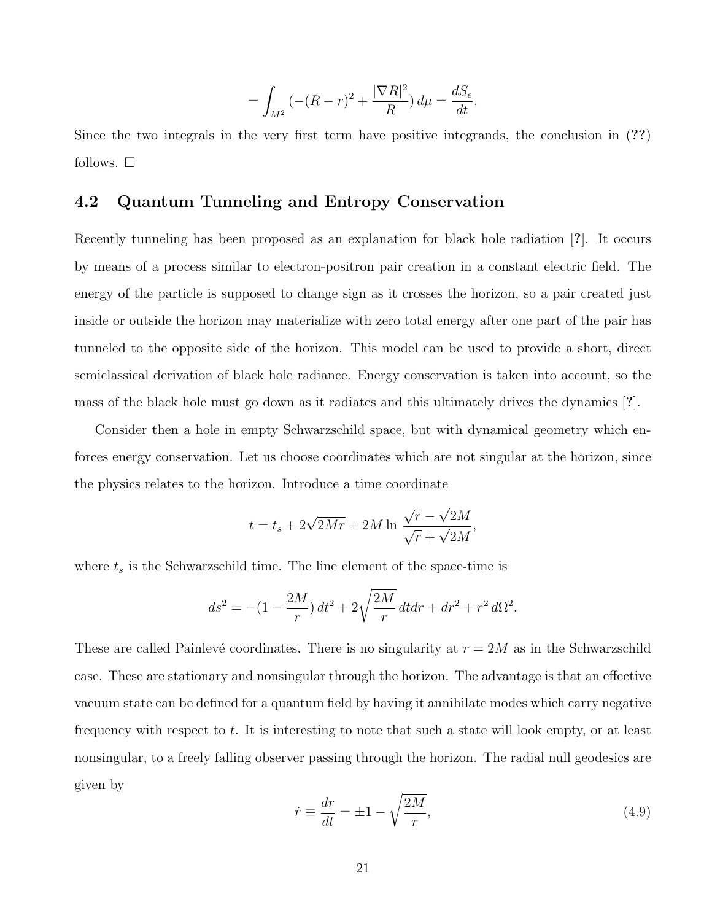$$= \int_{M^2} (-(R-r)^2 + \frac{|\nabla R|^2}{R}) \, d\mu = \frac{dS_e}{dt}.$$

Since the two integrals in the very first term have positive integrands, the conclusion in (**??**) follows. □

## 4.2 Quantum Tunneling and Entropy Conservation

Recently tunneling has been proposed as an explanation for black hole radiation [**?**]. It occurs by means of a process similar to electron-positron pair creation in a constant electric field. The energy of the particle is supposed to change sign as it crosses the horizon, so a pair created just inside or outside the horizon may materialize with zero total energy after one part of the pair has tunneled to the opposite side of the horizon. This model can be used to provide a short, direct semiclassical derivation of black hole radiance. Energy conservation is taken into account, so the mass of the black hole must go down as it radiates and this ultimately drives the dynamics [**?**].

Consider then a hole in empty Schwarzschild space, but with dynamical geometry which enforces energy conservation. Let us choose coordinates which are not singular at the horizon, since the physics relates to the horizon. Introduce a time coordinate

$$t = t_s + 2\sqrt{2Mr} + 2M \ln \frac{\sqrt{r} - \sqrt{2M}}{\sqrt{r} + \sqrt{2M}},$$

where $t_s$ is the Schwarzschild time. The line element of the space-time is

$$ds^2 = -(1 - \frac{2M}{r}) \, dt^2 + 2\sqrt{\frac{2M}{r}} \, dt dr + dr^2 + r^2 \, d\Omega^2.$$

These are called Painlevé coordinates. There is no singularity at $r = 2M$ as in the Schwarzschild case. These are stationary and nonsingular through the horizon. The advantage is that an effective vacuum state can be defined for a quantum field by having it annihilate modes which carry negative frequency with respect to $t$. It is interesting to note that such a state will look empty, or at least nonsingular, to a freely falling observer passing through the horizon. The radial null geodesics are given by

$$\dot{r} \equiv \frac{dr}{dt} = \pm 1 - \sqrt{\frac{2M}{r}}, \tag{4.9}$$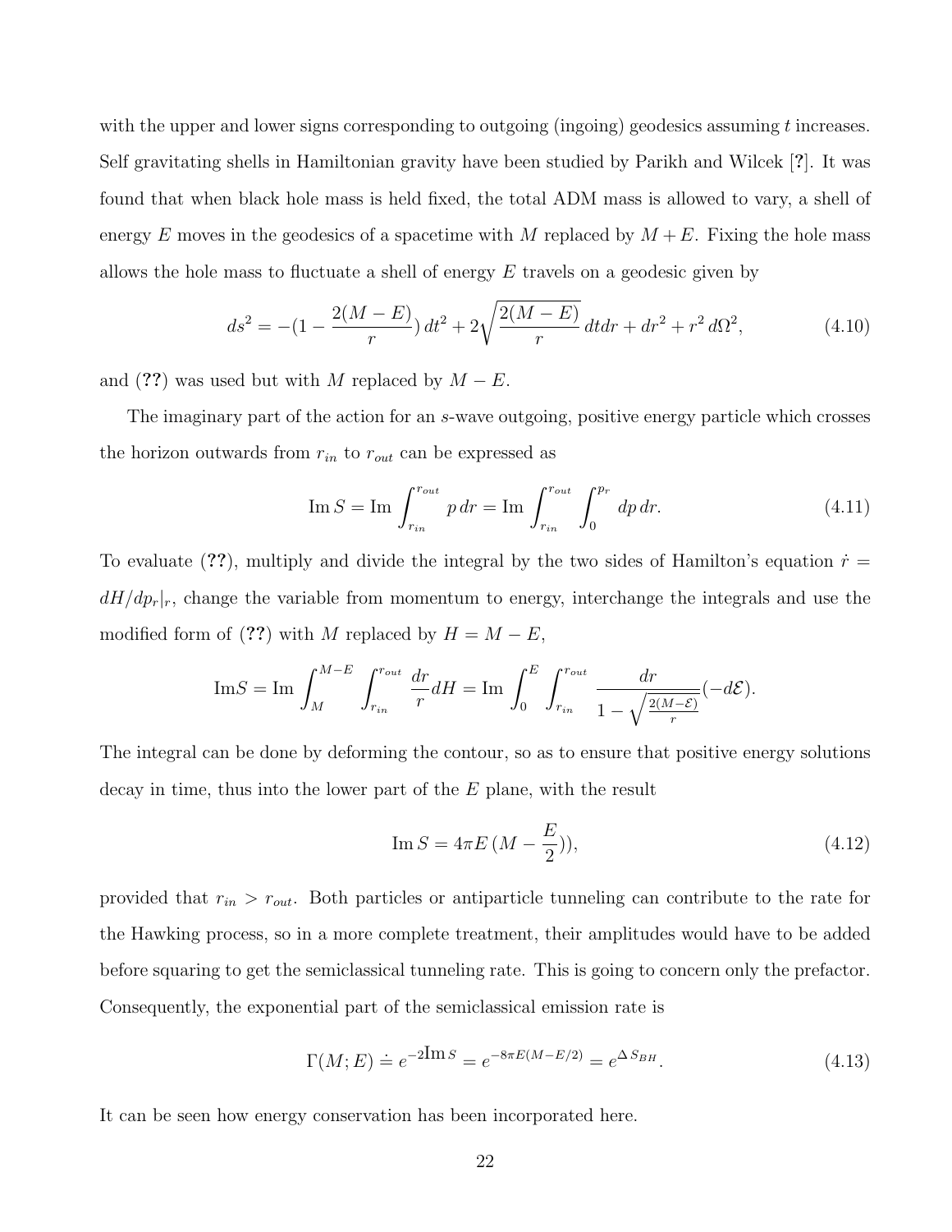with the upper and lower signs corresponding to outgoing (ingoing) geodesics assuming $t$ increases. Self gravitating shells in Hamiltonian gravity have been studied by Parikh and Wilcek [?]. It was found that when black hole mass is held fixed, the total ADM mass is allowed to vary, a shell of energy $E$ moves in the geodesics of a spacetime with $M$ replaced by $M+E$. Fixing the hole mass allows the hole mass to fluctuate a shell of energy $E$ travels on a geodesic given by

$$ds^2 = -(1 - \frac{2(M-E)}{r})\, dt^2 + 2\sqrt{\frac{2(M-E)}{r}}\, dtdr + dr^2 + r^2\, d\Omega^2, \tag{4.10}$$

and (??) was used but with $M$ replaced by $M-E$.

The imaginary part of the action for an $s$-wave outgoing, positive energy particle which crosses the horizon outwards from $r_{in}$ to $r_{out}$ can be expressed as

$$\text{Im}\, S = \text{Im} \int_{r_{in}}^{r_{out}} p\, dr = \text{Im} \int_{r_{in}}^{r_{out}} \int_0^{p_r} dp\, dr. \tag{4.11}$$

To evaluate (??), multiply and divide the integral by the two sides of Hamilton's equation $\dot{r} = dH/dp_r|_r$, change the variable from momentum to energy, interchange the integrals and use the modified form of (??) with $M$ replaced by $H = M - E$,

$$\text{Im}S = \text{Im} \int_M^{M-E} \int_{r_{in}}^{r_{out}} \frac{dr}{r} dH = \text{Im} \int_0^E \int_{r_{in}}^{r_{out}} \frac{dr}{1 - \sqrt{\frac{2(M-\mathcal{E})}{r}}} (-d\mathcal{E}).$$

The integral can be done by deforming the contour, so as to ensure that positive energy solutions decay in time, thus into the lower part of the $E$ plane, with the result

$$\text{Im}\, S = 4\pi E\, (M - \frac{E}{2})), \tag{4.12}$$

provided that $r_{in} > r_{out}$. Both particles or antiparticle tunneling can contribute to the rate for the Hawking process, so in a more complete treatment, their amplitudes would have to be added before squaring to get the semiclassical tunneling rate. This is going to concern only the prefactor. Consequently, the exponential part of the semiclassical emission rate is

$$\Gamma(M; E) \doteq e^{-2\text{Im}\, S} = e^{-8\pi E(M - E/2)} = e^{\Delta\, S_{BH}}. \tag{4.13}$$

It can be seen how energy conservation has been incorporated here.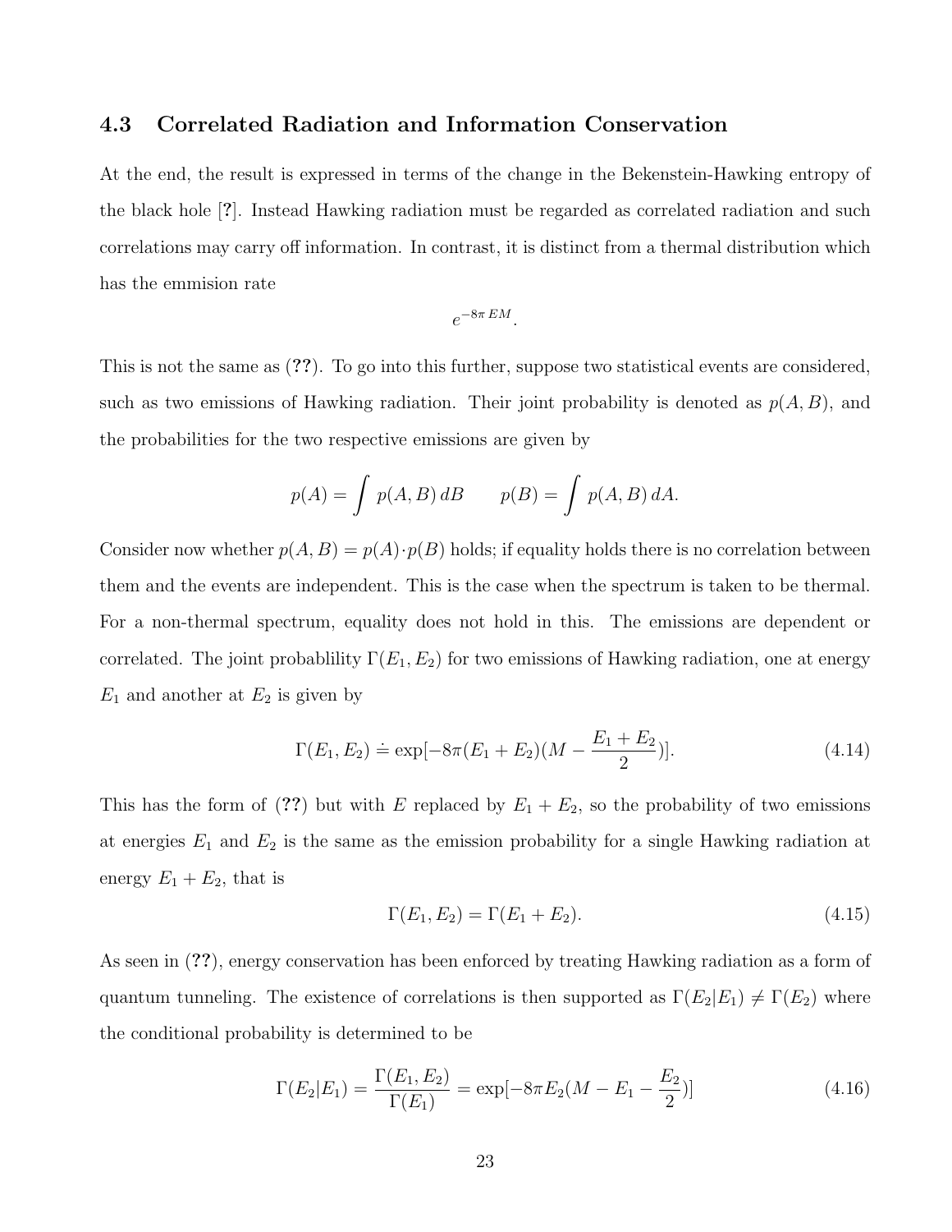### 4.3 Correlated Radiation and Information Conservation

At the end, the result is expressed in terms of the change in the Bekenstein-Hawking entropy of the black hole [?]. Instead Hawking radiation must be regarded as correlated radiation and such correlations may carry off information. In contrast, it is distinct from a thermal distribution which has the emmision rate

$$e^{-8\pi\, EM}.$$

This is not the same as (**??**). To go into this further, suppose two statistical events are considered, such as two emissions of Hawking radiation. Their joint probability is denoted as $p(A, B)$, and the probabilities for the two respective emissions are given by

$$p(A) = \int p(A, B)\, dB \qquad p(B) = \int p(A, B)\, dA.$$

Consider now whether $p(A, B) = p(A) \cdot p(B)$ holds; if equality holds there is no correlation between them and the events are independent. This is the case when the spectrum is taken to be thermal. For a non-thermal spectrum, equality does not hold in this. The emissions are dependent or correlated. The joint probablility $\Gamma(E_1, E_2)$ for two emissions of Hawking radiation, one at energy $E_1$ and another at $E_2$ is given by

$$\Gamma(E_1, E_2) \doteq \exp[-8\pi(E_1 + E_2)(M - \frac{E_1 + E_2}{2})]. \tag{4.14}$$

This has the form of (**??**) but with $E$ replaced by $E_1 + E_2$, so the probability of two emissions at energies $E_1$ and $E_2$ is the same as the emission probability for a single Hawking radiation at energy $E_1 + E_2$, that is

$$\Gamma(E_1, E_2) = \Gamma(E_1 + E_2). \tag{4.15}$$

As seen in (**??**), energy conservation has been enforced by treating Hawking radiation as a form of quantum tunneling. The existence of correlations is then supported as $\Gamma(E_2|E_1) \neq \Gamma(E_2)$ where the conditional probability is determined to be

$$\Gamma(E_2|E_1) = \frac{\Gamma(E_1, E_2)}{\Gamma(E_1)} = \exp[-8\pi E_2(M - E_1 - \frac{E_2}{2})] \tag{4.16}$$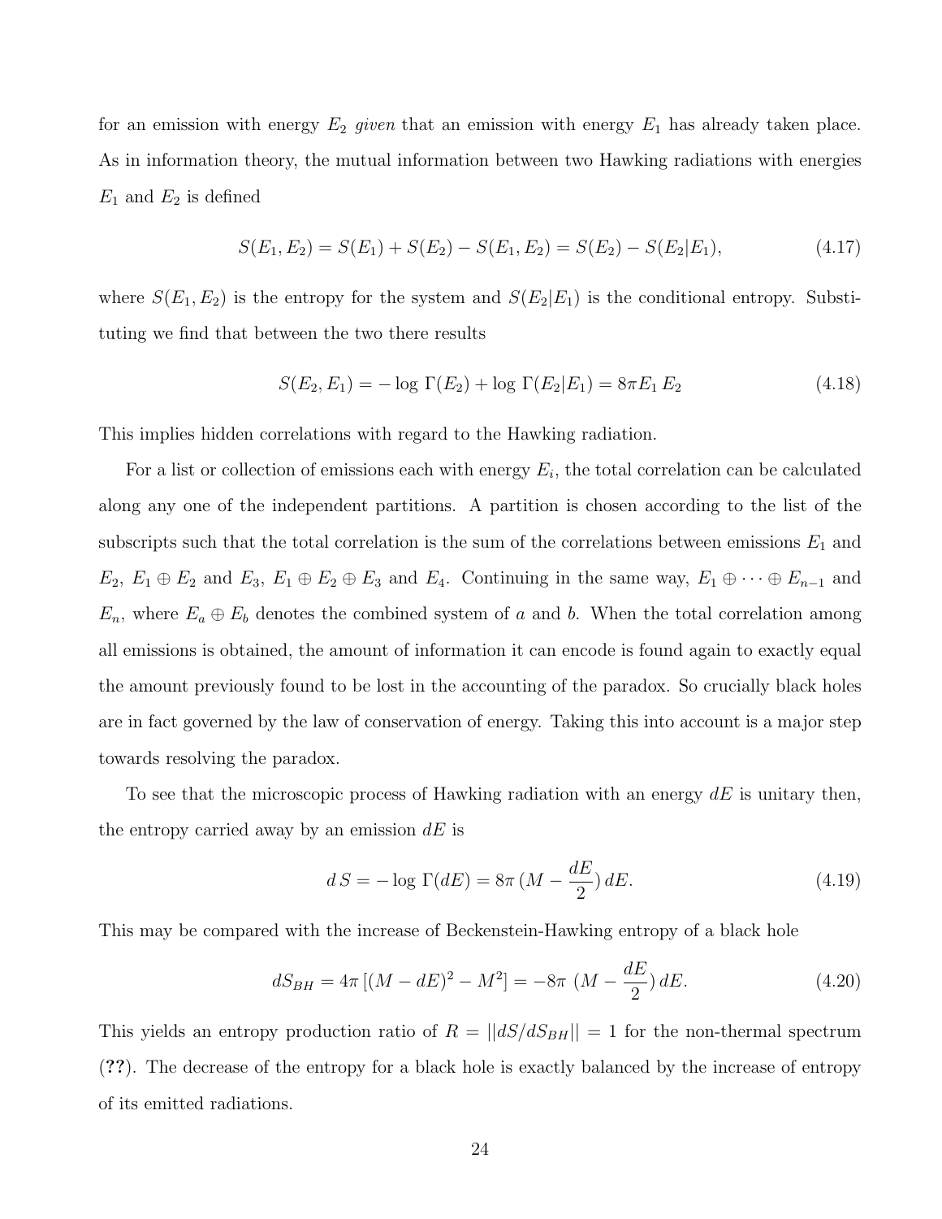for an emission with energy $E_2$ *given* that an emission with energy $E_1$ has already taken place. As in information theory, the mutual information between two Hawking radiations with energies $E_1$ and $E_2$ is defined

$$S(E_1, E_2) = S(E_1) + S(E_2) - S(E_1, E_2) = S(E_2) - S(E_2|E_1), \tag{4.17}$$

where $S(E_1, E_2)$ is the entropy for the system and $S(E_2|E_1)$ is the conditional entropy. Substituting we find that between the two there results

$$S(E_2, E_1) = -\log \Gamma(E_2) + \log \Gamma(E_2|E_1) = 8\pi E_1 E_2 \tag{4.18}$$

This implies hidden correlations with regard to the Hawking radiation.

For a list or collection of emissions each with energy $E_i$, the total correlation can be calculated along any one of the independent partitions. A partition is chosen according to the list of the subscripts such that the total correlation is the sum of the correlations between emissions $E_1$ and $E_2$, $E_1 \oplus E_2$ and $E_3$, $E_1 \oplus E_2 \oplus E_3$ and $E_4$. Continuing in the same way, $E_1 \oplus \cdots \oplus E_{n-1}$ and $E_n$, where $E_a \oplus E_b$ denotes the combined system of $a$ and $b$. When the total correlation among all emissions is obtained, the amount of information it can encode is found again to exactly equal the amount previously found to be lost in the accounting of the paradox. So crucially black holes are in fact governed by the law of conservation of energy. Taking this into account is a major step towards resolving the paradox.

To see that the microscopic process of Hawking radiation with an energy $dE$ is unitary then, the entropy carried away by an emission $dE$ is

$$d\,S = -\log \Gamma(dE) = 8\pi\,(M - \frac{dE}{2})\,dE. \tag{4.19}$$

This may be compared with the increase of Beckenstein-Hawking entropy of a black hole

$$dS_{BH} = 4\pi\,[(M - dE)^2 - M^2] = -8\pi\,\,(M - \frac{dE}{2})\,dE. \tag{4.20}$$

This yields an entropy production ratio of $R = ||dS/dS_{BH}|| = 1$ for the non-thermal spectrum (**??**). The decrease of the entropy for a black hole is exactly balanced by the increase of entropy of its emitted radiations.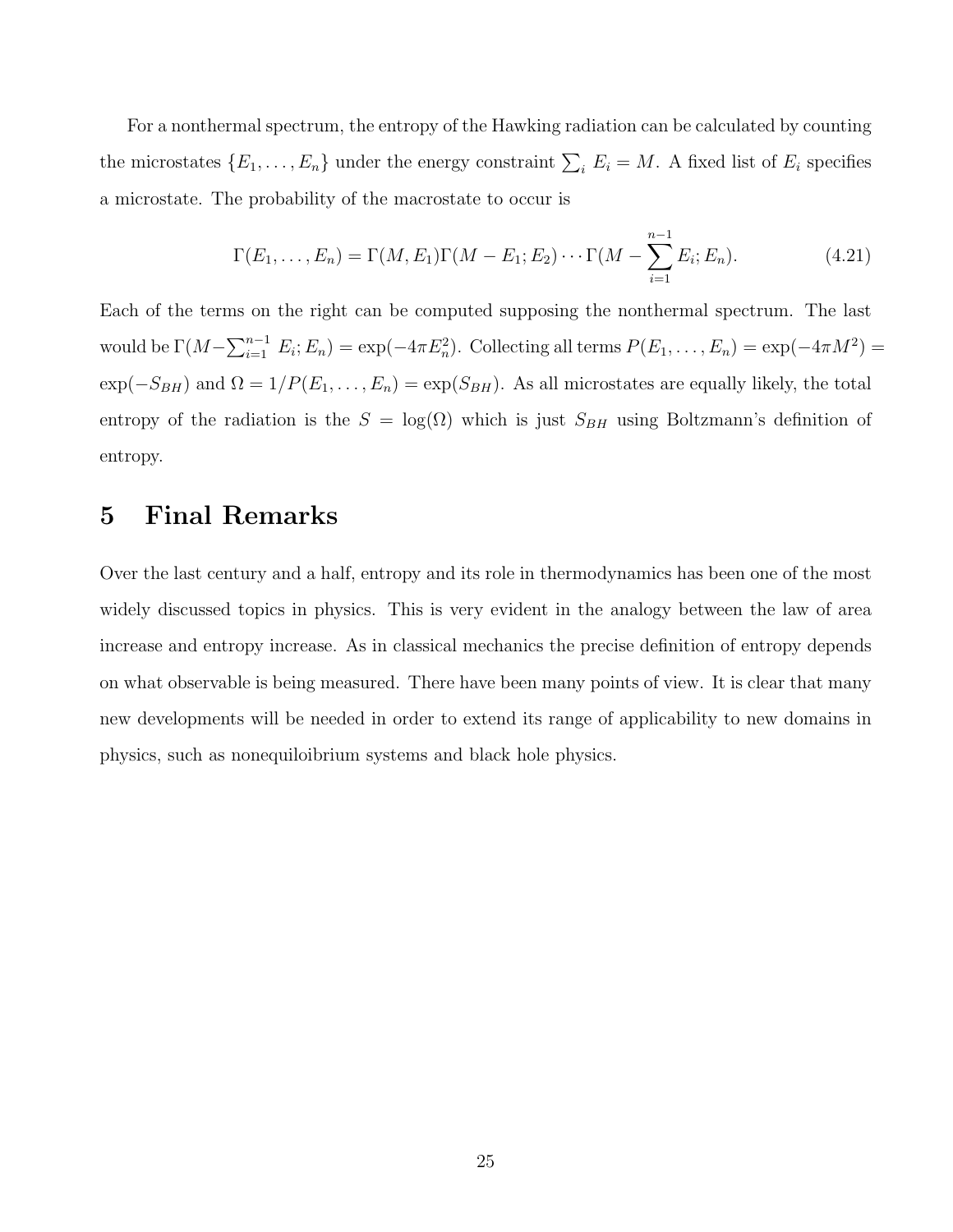For a nonthermal spectrum, the entropy of the Hawking radiation can be calculated by counting the microstates $\{E_1, \ldots, E_n\}$ under the energy constraint $\sum_i E_i = M$. A fixed list of $E_i$ specifies a microstate. The probability of the macrostate to occur is

$$\Gamma(E_1, \ldots, E_n) = \Gamma(M, E_1)\Gamma(M - E_1; E_2) \cdots \Gamma(M - \sum_{i=1}^{n-1} E_i; E_n). \tag{4.21}$$

Each of the terms on the right can be computed supposing the nonthermal spectrum. The last would be $\Gamma(M - \sum_{i=1}^{n-1} E_i; E_n) = \exp(-4\pi E_n^2)$. Collecting all terms $P(E_1, \ldots, E_n) = \exp(-4\pi M^2) = \exp(-S_{BH})$ and $\Omega = 1/P(E_1, \ldots, E_n) = \exp(S_{BH})$. As all microstates are equally likely, the total entropy of the radiation is the $S = \log(\Omega)$ which is just $S_{BH}$ using Boltzmann's definition of entropy.

# 5 Final Remarks

Over the last century and a half, entropy and its role in thermodynamics has been one of the most widely discussed topics in physics. This is very evident in the analogy between the law of area increase and entropy increase. As in classical mechanics the precise definition of entropy depends on what observable is being measured. There have been many points of view. It is clear that many new developments will be needed in order to extend its range of applicability to new domains in physics, such as nonequiloibrium systems and black hole physics.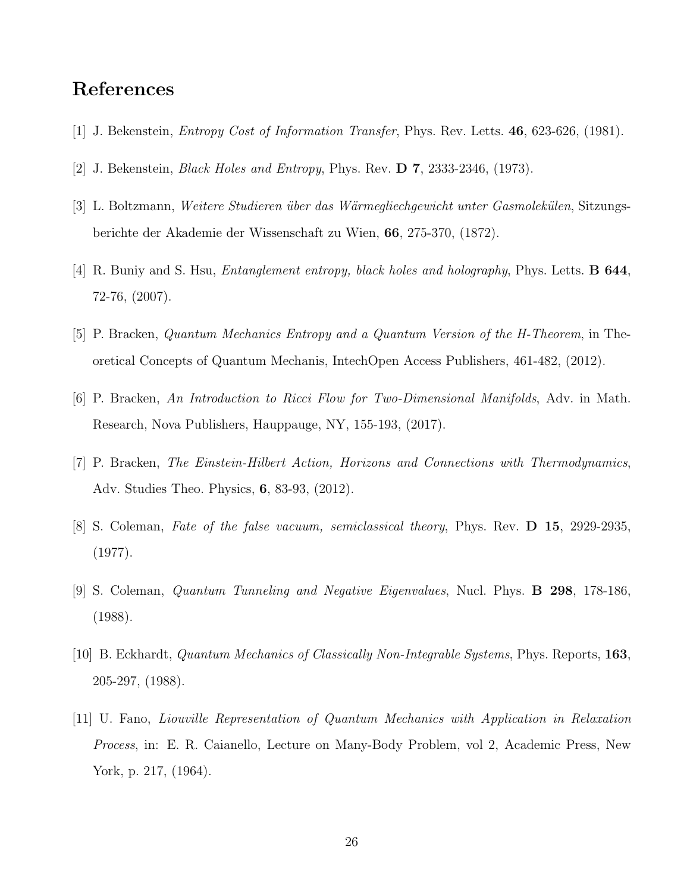## References

[1] J. Bekenstein, *Entropy Cost of Information Transfer*, Phys. Rev. Letts. **46**, 623-626, (1981).

[2] J. Bekenstein, *Black Holes and Entropy*, Phys. Rev. **D 7**, 2333-2346, (1973).

[3] L. Boltzmann, *Weitere Studieren über das Wärmegliechgewicht unter Gasmolekülen*, Sitzungsberichte der Akademie der Wissenschaft zu Wien, **66**, 275-370, (1872).

[4] R. Buniy and S. Hsu, *Entanglement entropy, black holes and holography*, Phys. Letts. **B 644**, 72-76, (2007).

[5] P. Bracken, *Quantum Mechanics Entropy and a Quantum Version of the H-Theorem*, in Theoretical Concepts of Quantum Mechanis, IntechOpen Access Publishers, 461-482, (2012).

[6] P. Bracken, *An Introduction to Ricci Flow for Two-Dimensional Manifolds*, Adv. in Math. Research, Nova Publishers, Hauppauge, NY, 155-193, (2017).

[7] P. Bracken, *The Einstein-Hilbert Action, Horizons and Connections with Thermodynamics*, Adv. Studies Theo. Physics, **6**, 83-93, (2012).

[8] S. Coleman, *Fate of the false vacuum, semiclassical theory*, Phys. Rev. **D 15**, 2929-2935, (1977).

[9] S. Coleman, *Quantum Tunneling and Negative Eigenvalues*, Nucl. Phys. **B 298**, 178-186, (1988).

[10] B. Eckhardt, *Quantum Mechanics of Classically Non-Integrable Systems*, Phys. Reports, **163**, 205-297, (1988).

[11] U. Fano, *Liouville Representation of Quantum Mechanics with Application in Relaxation Process*, in: E. R. Caianello, Lecture on Many-Body Problem, vol 2, Academic Press, New York, p. 217, (1964).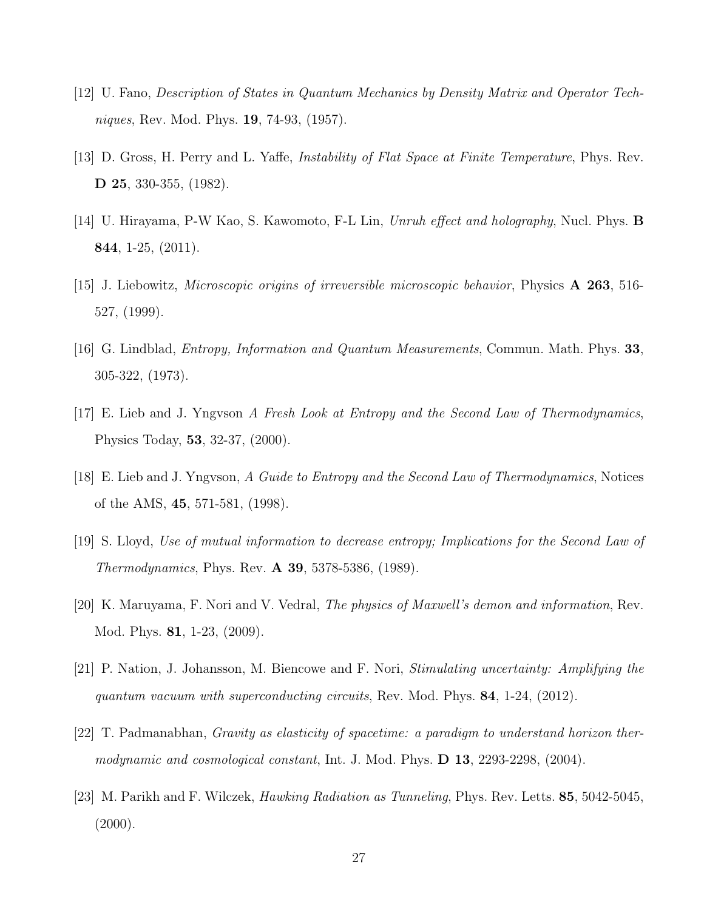[12] U. Fano, *Description of States in Quantum Mechanics by Density Matrix and Operator Techniques*, Rev. Mod. Phys. **19**, 74-93, (1957).

[13] D. Gross, H. Perry and L. Yaffe, *Instability of Flat Space at Finite Temperature*, Phys. Rev. **D 25**, 330-355, (1982).

[14] U. Hirayama, P-W Kao, S. Kawomoto, F-L Lin, *Unruh effect and holography*, Nucl. Phys. **B 844**, 1-25, (2011).

[15] J. Liebowitz, *Microscopic origins of irreversible microscopic behavior*, Physics **A 263**, 516-527, (1999).

[16] G. Lindblad, *Entropy, Information and Quantum Measurements*, Commun. Math. Phys. **33**, 305-322, (1973).

[17] E. Lieb and J. Yngvson *A Fresh Look at Entropy and the Second Law of Thermodynamics*, Physics Today, **53**, 32-37, (2000).

[18] E. Lieb and J. Yngvson, *A Guide to Entropy and the Second Law of Thermodynamics*, Notices of the AMS, **45**, 571-581, (1998).

[19] S. Lloyd, *Use of mutual information to decrease entropy; Implications for the Second Law of Thermodynamics*, Phys. Rev. **A 39**, 5378-5386, (1989).

[20] K. Maruyama, F. Nori and V. Vedral, *The physics of Maxwell's demon and information*, Rev. Mod. Phys. **81**, 1-23, (2009).

[21] P. Nation, J. Johansson, M. Biencowe and F. Nori, *Stimulating uncertainty: Amplifying the quantum vacuum with superconducting circuits*, Rev. Mod. Phys. **84**, 1-24, (2012).

[22] T. Padmanabhan, *Gravity as elasticity of spacetime: a paradigm to understand horizon thermodynamic and cosmological constant*, Int. J. Mod. Phys. **D 13**, 2293-2298, (2004).

[23] M. Parikh and F. Wilczek, *Hawking Radiation as Tunneling*, Phys. Rev. Letts. **85**, 5042-5045, (2000).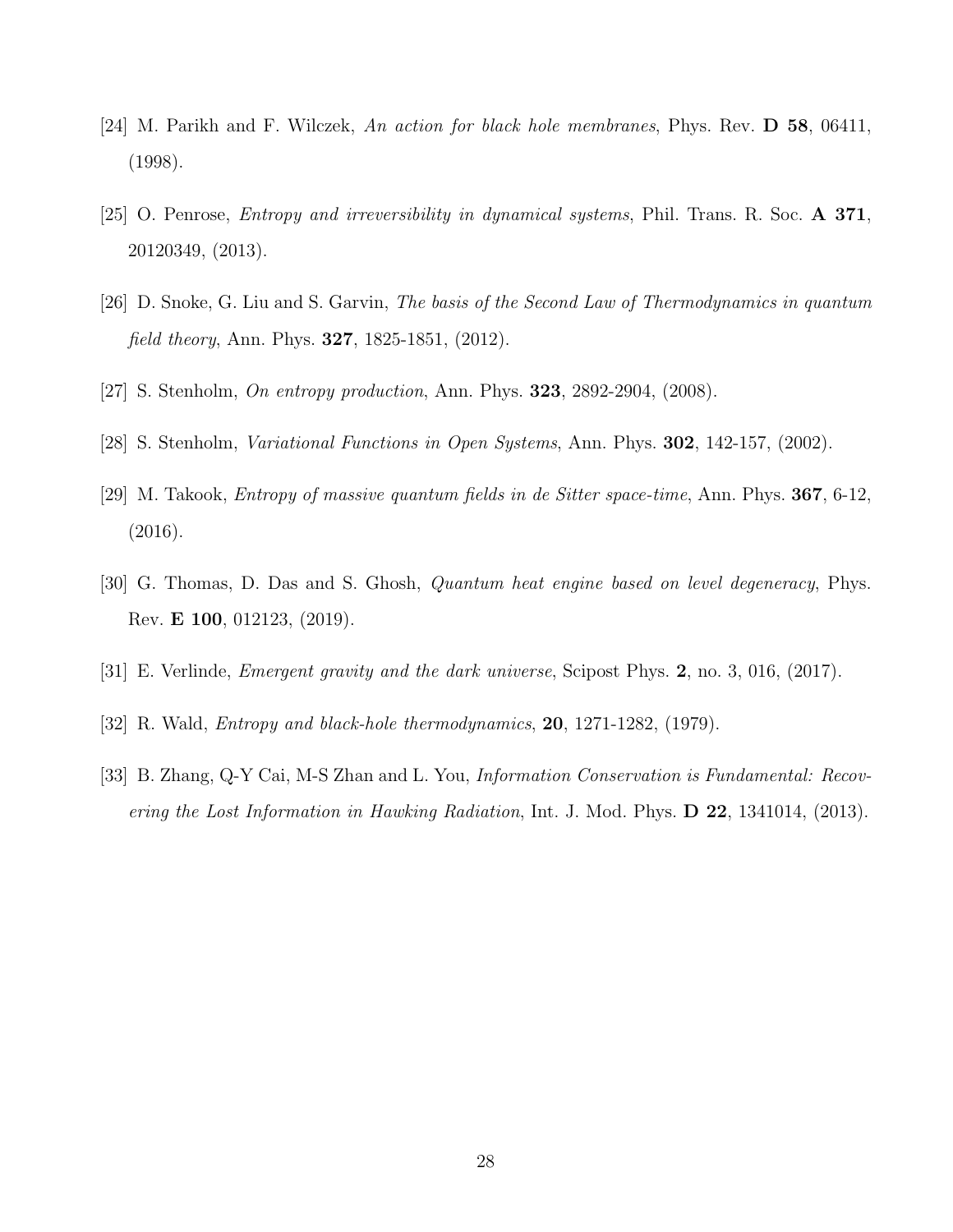[24] M. Parikh and F. Wilczek, *An action for black hole membranes*, Phys. Rev. **D 58**, 06411, (1998).

[25] O. Penrose, *Entropy and irreversibility in dynamical systems*, Phil. Trans. R. Soc. **A 371**, 20120349, (2013).

[26] D. Snoke, G. Liu and S. Garvin, *The basis of the Second Law of Thermodynamics in quantum field theory*, Ann. Phys. **327**, 1825-1851, (2012).

[27] S. Stenholm, *On entropy production*, Ann. Phys. **323**, 2892-2904, (2008).

[28] S. Stenholm, *Variational Functions in Open Systems*, Ann. Phys. **302**, 142-157, (2002).

[29] M. Takook, *Entropy of massive quantum fields in de Sitter space-time*, Ann. Phys. **367**, 6-12, (2016).

[30] G. Thomas, D. Das and S. Ghosh, *Quantum heat engine based on level degeneracy*, Phys. Rev. **E 100**, 012123, (2019).

[31] E. Verlinde, *Emergent gravity and the dark universe*, Scipost Phys. **2**, no. 3, 016, (2017).

[32] R. Wald, *Entropy and black-hole thermodynamics*, **20**, 1271-1282, (1979).

[33] B. Zhang, Q-Y Cai, M-S Zhan and L. You, *Information Conservation is Fundamental: Recovering the Lost Information in Hawking Radiation*, Int. J. Mod. Phys. **D 22**, 1341014, (2013).